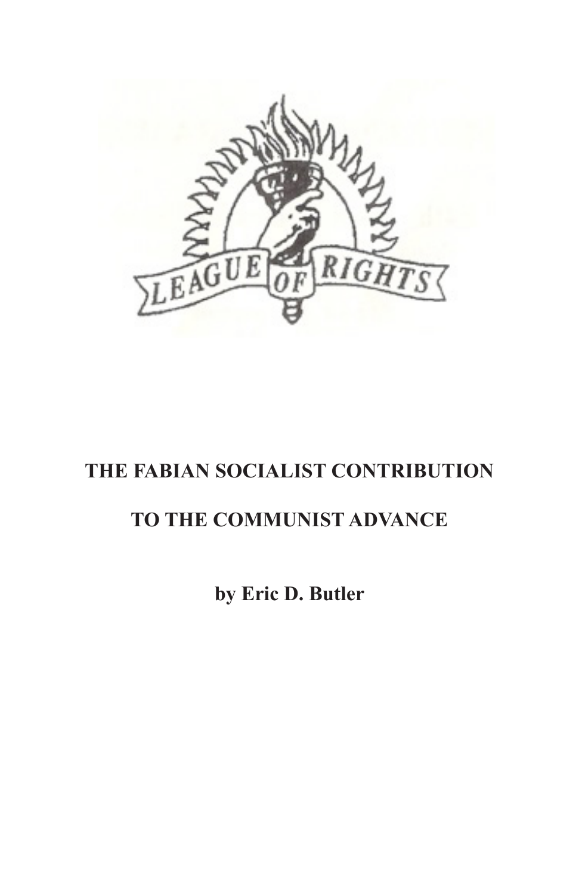LEAGUE OF RIGHTS

# THE FABIAN SOCIALIST CONTRIBUTION TO THE COMMUNIST ADVANCE

**by Eric D. Butler**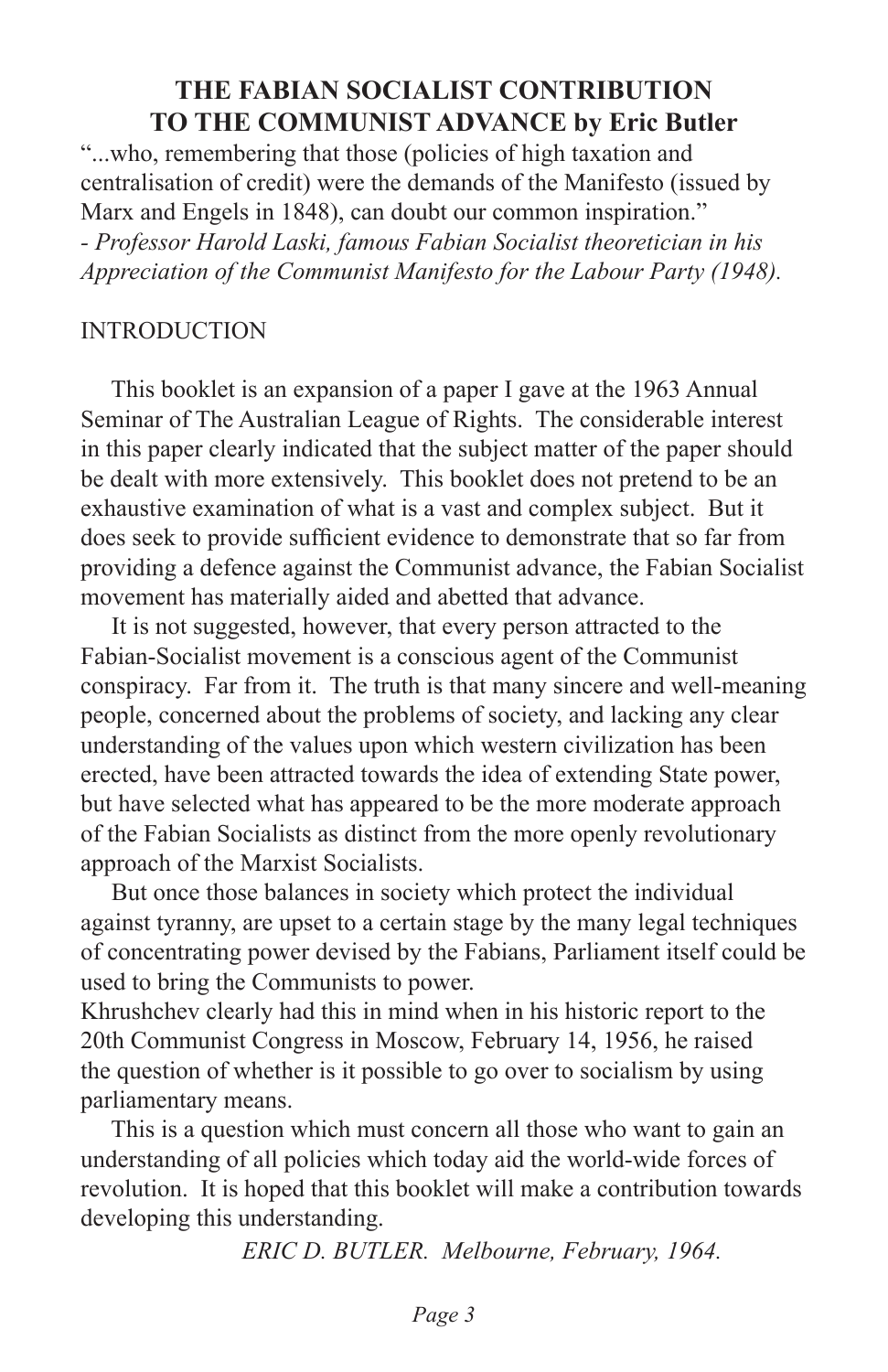# THE FABIAN SOCIALIST CONTRIBUTION TO THE COMMUNIST ADVANCE by Eric Butler

"...who, remembering that those (policies of high taxation and centralisation of credit) were the demands of the Manifesto (issued by Marx and Engels in 1848), can doubt our common inspiration."
*- Professor Harold Laski, famous Fabian Socialist theoretician in his Appreciation of the Communist Manifesto for the Labour Party (1948).*

## INTRODUCTION

This booklet is an expansion of a paper I gave at the 1963 Annual Seminar of The Australian League of Rights. The considerable interest in this paper clearly indicated that the subject matter of the paper should be dealt with more extensively. This booklet does not pretend to be an exhaustive examination of what is a vast and complex subject. But it does seek to provide sufficient evidence to demonstrate that so far from providing a defence against the Communist advance, the Fabian Socialist movement has materially aided and abetted that advance.

It is not suggested, however, that every person attracted to the Fabian-Socialist movement is a conscious agent of the Communist conspiracy. Far from it. The truth is that many sincere and well-meaning people, concerned about the problems of society, and lacking any clear understanding of the values upon which western civilization has been erected, have been attracted towards the idea of extending State power, but have selected what has appeared to be the more moderate approach of the Fabian Socialists as distinct from the more openly revolutionary approach of the Marxist Socialists.

But once those balances in society which protect the individual against tyranny, are upset to a certain stage by the many legal techniques of concentrating power devised by the Fabians, Parliament itself could be used to bring the Communists to power.

Khrushchev clearly had this in mind when in his historic report to the 20th Communist Congress in Moscow, February 14, 1956, he raised the question of whether is it possible to go over to socialism by using parliamentary means.

This is a question which must concern all those who want to gain an understanding of all policies which today aid the world-wide forces of revolution. It is hoped that this booklet will make a contribution towards developing this understanding.

*ERIC D. BUTLER. Melbourne, February, 1964.*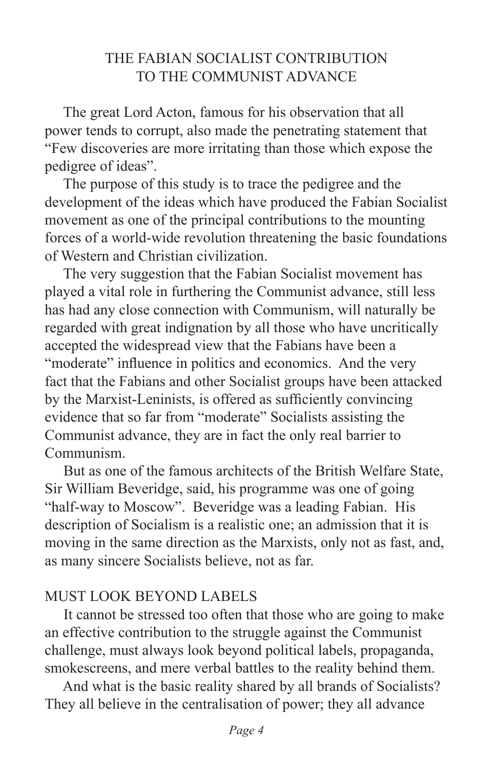# THE FABIAN SOCIALIST CONTRIBUTION TO THE COMMUNIST ADVANCE

The great Lord Acton, famous for his observation that all power tends to corrupt, also made the penetrating statement that "Few discoveries are more irritating than those which expose the pedigree of ideas".

The purpose of this study is to trace the pedigree and the development of the ideas which have produced the Fabian Socialist movement as one of the principal contributions to the mounting forces of a world-wide revolution threatening the basic foundations of Western and Christian civilization.

The very suggestion that the Fabian Socialist movement has played a vital role in furthering the Communist advance, still less has had any close connection with Communism, will naturally be regarded with great indignation by all those who have uncritically accepted the widespread view that the Fabians have been a "moderate" influence in politics and economics. And the very fact that the Fabians and other Socialist groups have been attacked by the Marxist-Leninists, is offered as sufficiently convincing evidence that so far from "moderate" Socialists assisting the Communist advance, they are in fact the only real barrier to Communism.

But as one of the famous architects of the British Welfare State, Sir William Beveridge, said, his programme was one of going "half-way to Moscow". Beveridge was a leading Fabian. His description of Socialism is a realistic one; an admission that it is moving in the same direction as the Marxists, only not as fast, and, as many sincere Socialists believe, not as far.

## MUST LOOK BEYOND LABELS

It cannot be stressed too often that those who are going to make an effective contribution to the struggle against the Communist challenge, must always look beyond political labels, propaganda, smokescreens, and mere verbal battles to the reality behind them.

And what is the basic reality shared by all brands of Socialists? They all believe in the centralisation of power; they all advance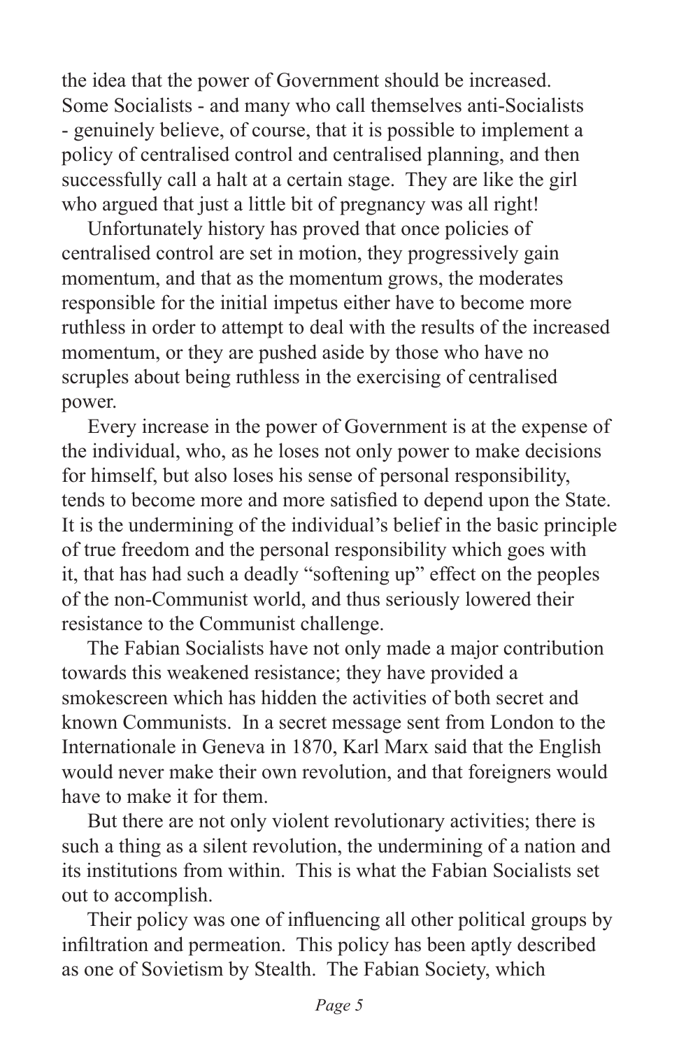the idea that the power of Government should be increased. Some Socialists - and many who call themselves anti-Socialists - genuinely believe, of course, that it is possible to implement a policy of centralised control and centralised planning, and then successfully call a halt at a certain stage. They are like the girl who argued that just a little bit of pregnancy was all right!

Unfortunately history has proved that once policies of centralised control are set in motion, they progressively gain momentum, and that as the momentum grows, the moderates responsible for the initial impetus either have to become more ruthless in order to attempt to deal with the results of the increased momentum, or they are pushed aside by those who have no scruples about being ruthless in the exercising of centralised power.

Every increase in the power of Government is at the expense of the individual, who, as he loses not only power to make decisions for himself, but also loses his sense of personal responsibility, tends to become more and more satisfied to depend upon the State. It is the undermining of the individual's belief in the basic principle of true freedom and the personal responsibility which goes with it, that has had such a deadly "softening up" effect on the peoples of the non-Communist world, and thus seriously lowered their resistance to the Communist challenge.

The Fabian Socialists have not only made a major contribution towards this weakened resistance; they have provided a smokescreen which has hidden the activities of both secret and known Communists. In a secret message sent from London to the Internationale in Geneva in 1870, Karl Marx said that the English would never make their own revolution, and that foreigners would have to make it for them.

But there are not only violent revolutionary activities; there is such a thing as a silent revolution, the undermining of a nation and its institutions from within. This is what the Fabian Socialists set out to accomplish.

Their policy was one of influencing all other political groups by infiltration and permeation. This policy has been aptly described as one of Sovietism by Stealth. The Fabian Society, which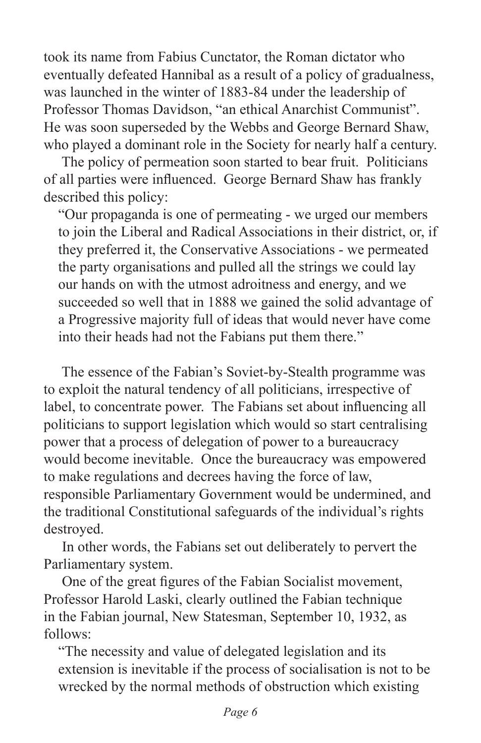took its name from Fabius Cunctator, the Roman dictator who eventually defeated Hannibal as a result of a policy of gradualness, was launched in the winter of 1883-84 under the leadership of Professor Thomas Davidson, "an ethical Anarchist Communist". He was soon superseded by the Webbs and George Bernard Shaw, who played a dominant role in the Society for nearly half a century.

The policy of permeation soon started to bear fruit. Politicians of all parties were influenced. George Bernard Shaw has frankly described this policy:

> "Our propaganda is one of permeating - we urged our members to join the Liberal and Radical Associations in their district, or, if they preferred it, the Conservative Associations - we permeated the party organisations and pulled all the strings we could lay our hands on with the utmost adroitness and energy, and we succeeded so well that in 1888 we gained the solid advantage of a Progressive majority full of ideas that would never have come into their heads had not the Fabians put them there."

The essence of the Fabian's Soviet-by-Stealth programme was to exploit the natural tendency of all politicians, irrespective of label, to concentrate power. The Fabians set about influencing all politicians to support legislation which would so start centralising power that a process of delegation of power to a bureaucracy would become inevitable. Once the bureaucracy was empowered to make regulations and decrees having the force of law, responsible Parliamentary Government would be undermined, and the traditional Constitutional safeguards of the individual's rights destroyed.

In other words, the Fabians set out deliberately to pervert the Parliamentary system.

One of the great figures of the Fabian Socialist movement, Professor Harold Laski, clearly outlined the Fabian technique in the Fabian journal, New Statesman, September 10, 1932, as follows:

> "The necessity and value of delegated legislation and its extension is inevitable if the process of socialisation is not to be wrecked by the normal methods of obstruction which existing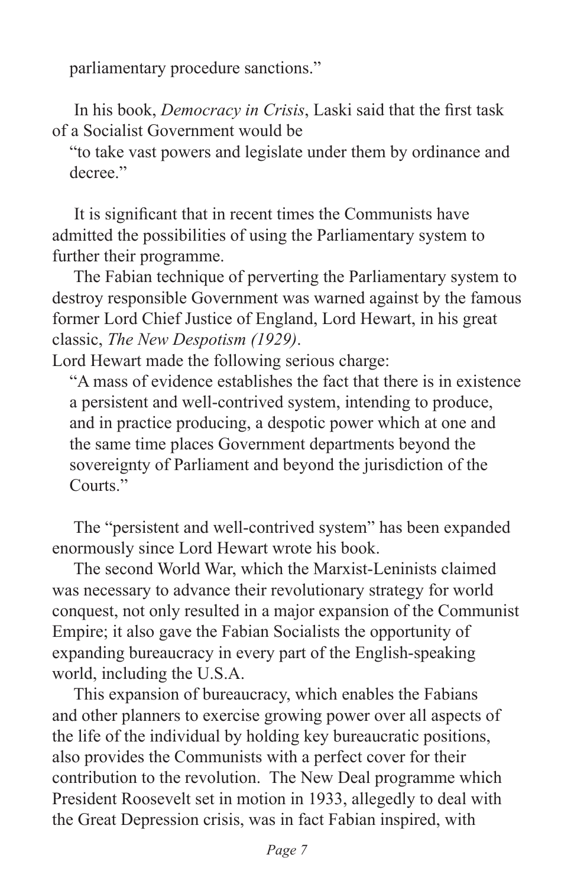parliamentary procedure sanctions."

In his book, *Democracy in Crisis*, Laski said that the first task of a Socialist Government would be

> "to take vast powers and legislate under them by ordinance and decree."

It is significant that in recent times the Communists have admitted the possibilities of using the Parliamentary system to further their programme.

The Fabian technique of perverting the Parliamentary system to destroy responsible Government was warned against by the famous former Lord Chief Justice of England, Lord Hewart, in his great classic, *The New Despotism (1929)*.

Lord Hewart made the following serious charge:

> "A mass of evidence establishes the fact that there is in existence a persistent and well-contrived system, intending to produce, and in practice producing, a despotic power which at one and the same time places Government departments beyond the sovereignty of Parliament and beyond the jurisdiction of the Courts."

The "persistent and well-contrived system" has been expanded enormously since Lord Hewart wrote his book.

The second World War, which the Marxist-Leninists claimed was necessary to advance their revolutionary strategy for world conquest, not only resulted in a major expansion of the Communist Empire; it also gave the Fabian Socialists the opportunity of expanding bureaucracy in every part of the English-speaking world, including the U.S.A.

This expansion of bureaucracy, which enables the Fabians and other planners to exercise growing power over all aspects of the life of the individual by holding key bureaucratic positions, also provides the Communists with a perfect cover for their contribution to the revolution. The New Deal programme which President Roosevelt set in motion in 1933, allegedly to deal with the Great Depression crisis, was in fact Fabian inspired, with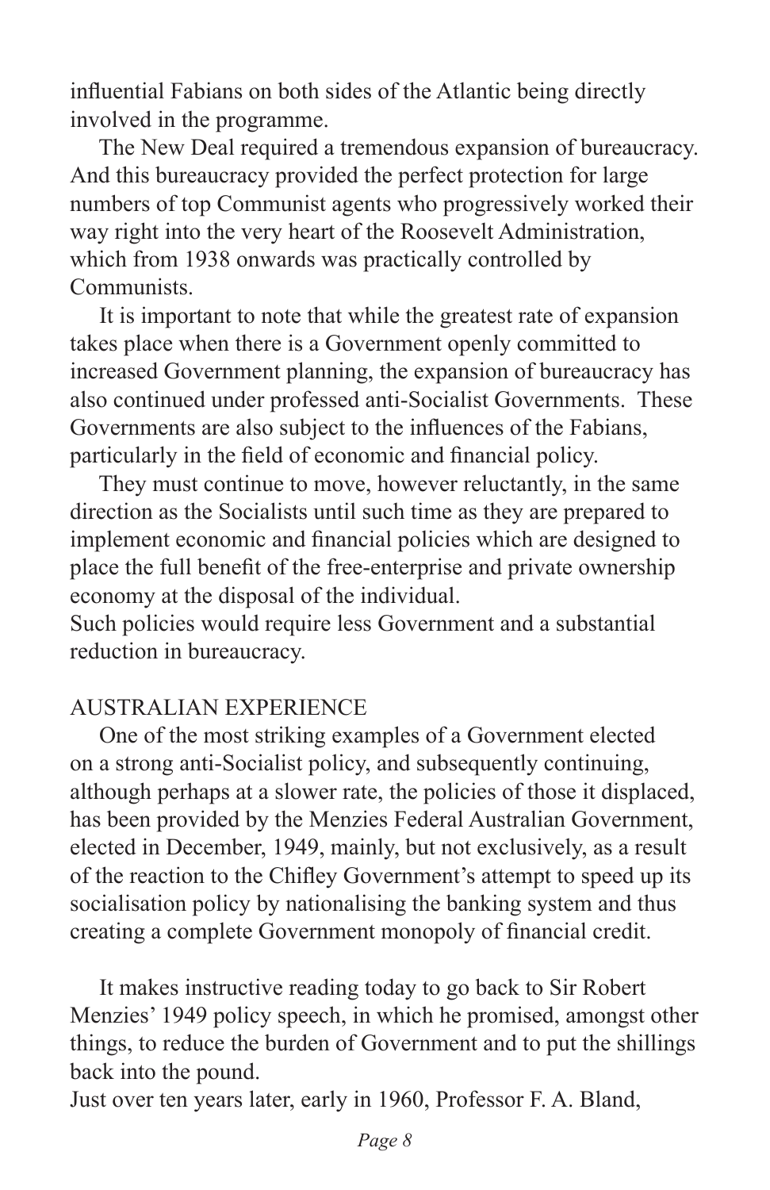influential Fabians on both sides of the Atlantic being directly involved in the programme.

The New Deal required a tremendous expansion of bureaucracy. And this bureaucracy provided the perfect protection for large numbers of top Communist agents who progressively worked their way right into the very heart of the Roosevelt Administration, which from 1938 onwards was practically controlled by Communists.

It is important to note that while the greatest rate of expansion takes place when there is a Government openly committed to increased Government planning, the expansion of bureaucracy has also continued under professed anti-Socialist Governments. These Governments are also subject to the influences of the Fabians, particularly in the field of economic and financial policy.

They must continue to move, however reluctantly, in the same direction as the Socialists until such time as they are prepared to implement economic and financial policies which are designed to place the full benefit of the free-enterprise and private ownership economy at the disposal of the individual.

Such policies would require less Government and a substantial reduction in bureaucracy.

## AUSTRALIAN EXPERIENCE

One of the most striking examples of a Government elected on a strong anti-Socialist policy, and subsequently continuing, although perhaps at a slower rate, the policies of those it displaced, has been provided by the Menzies Federal Australian Government, elected in December, 1949, mainly, but not exclusively, as a result of the reaction to the Chifley Government's attempt to speed up its socialisation policy by nationalising the banking system and thus creating a complete Government monopoly of financial credit.

It makes instructive reading today to go back to Sir Robert Menzies' 1949 policy speech, in which he promised, amongst other things, to reduce the burden of Government and to put the shillings back into the pound.

Just over ten years later, early in 1960, Professor F. A. Bland,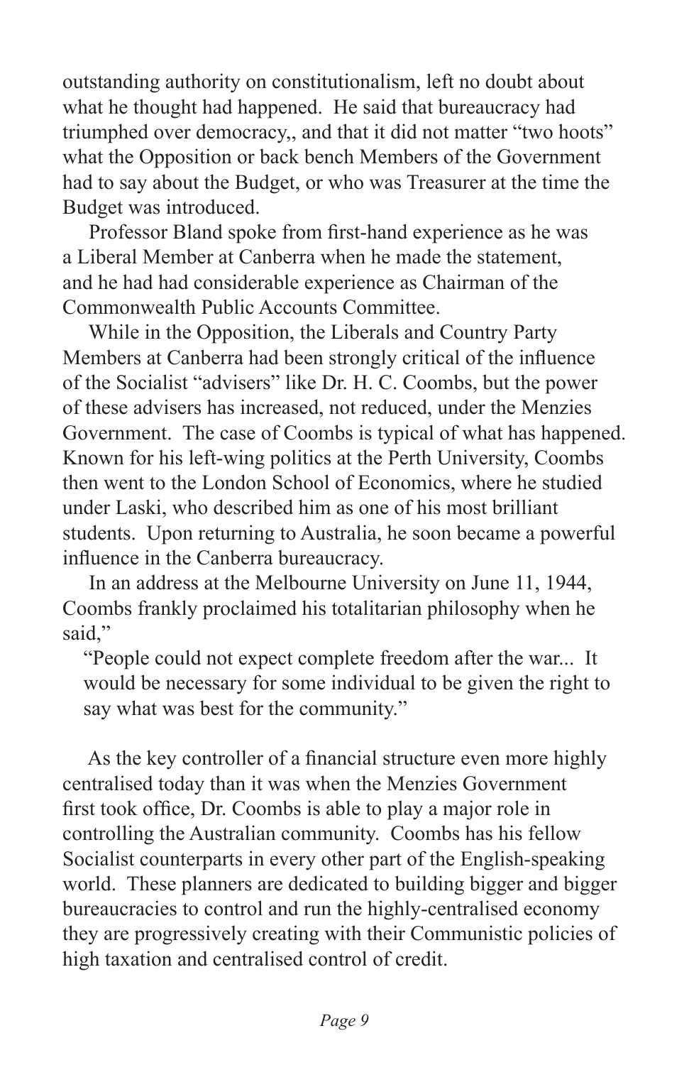outstanding authority on constitutionalism, left no doubt about what he thought had happened. He said that bureaucracy had triumphed over democracy,, and that it did not matter "two hoots" what the Opposition or back bench Members of the Government had to say about the Budget, or who was Treasurer at the time the Budget was introduced.

Professor Bland spoke from first-hand experience as he was a Liberal Member at Canberra when he made the statement, and he had had considerable experience as Chairman of the Commonwealth Public Accounts Committee.

While in the Opposition, the Liberals and Country Party Members at Canberra had been strongly critical of the influence of the Socialist "advisers" like Dr. H. C. Coombs, but the power of these advisers has increased, not reduced, under the Menzies Government. The case of Coombs is typical of what has happened. Known for his left-wing politics at the Perth University, Coombs then went to the London School of Economics, where he studied under Laski, who described him as one of his most brilliant students. Upon returning to Australia, he soon became a powerful influence in the Canberra bureaucracy.

In an address at the Melbourne University on June 11, 1944, Coombs frankly proclaimed his totalitarian philosophy when he said,"

> "People could not expect complete freedom after the war... It would be necessary for some individual to be given the right to say what was best for the community."

As the key controller of a financial structure even more highly centralised today than it was when the Menzies Government first took office, Dr. Coombs is able to play a major role in controlling the Australian community. Coombs has his fellow Socialist counterparts in every other part of the English-speaking world. These planners are dedicated to building bigger and bigger bureaucracies to control and run the highly-centralised economy they are progressively creating with their Communistic policies of high taxation and centralised control of credit.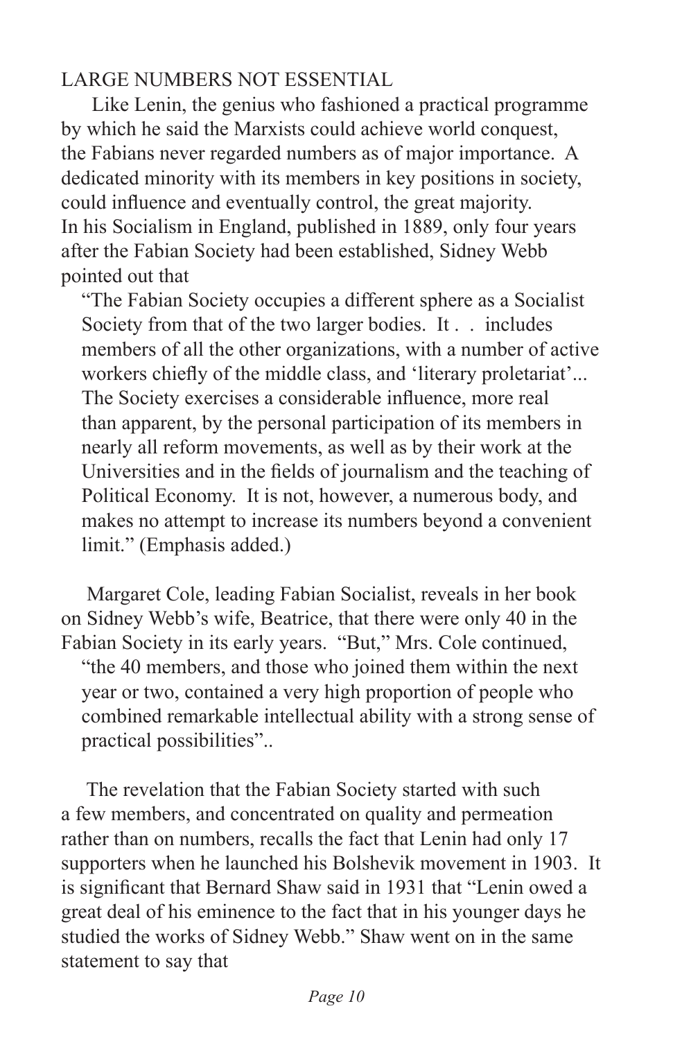## LARGE NUMBERS NOT ESSENTIAL

Like Lenin, the genius who fashioned a practical programme by which he said the Marxists could achieve world conquest, the Fabians never regarded numbers as of major importance. A dedicated minority with its members in key positions in society, could influence and eventually control, the great majority. In his Socialism in England, published in 1889, only four years after the Fabian Society had been established, Sidney Webb pointed out that

> "The Fabian Society occupies a different sphere as a Socialist Society from that of the two larger bodies. It . . includes members of all the other organizations, with a number of active workers chiefly of the middle class, and 'literary proletariat'... The Society exercises a considerable influence, more real than apparent, by the personal participation of its members in nearly all reform movements, as well as by their work at the Universities and in the fields of journalism and the teaching of Political Economy. It is not, however, a numerous body, and makes no attempt to increase its numbers beyond a convenient limit." (Emphasis added.)

Margaret Cole, leading Fabian Socialist, reveals in her book on Sidney Webb's wife, Beatrice, that there were only 40 in the Fabian Society in its early years. "But," Mrs. Cole continued,

> "the 40 members, and those who joined them within the next year or two, contained a very high proportion of people who combined remarkable intellectual ability with a strong sense of practical possibilities"..

The revelation that the Fabian Society started with such a few members, and concentrated on quality and permeation rather than on numbers, recalls the fact that Lenin had only 17 supporters when he launched his Bolshevik movement in 1903. It is significant that Bernard Shaw said in 1931 that "Lenin owed a great deal of his eminence to the fact that in his younger days he studied the works of Sidney Webb." Shaw went on in the same statement to say that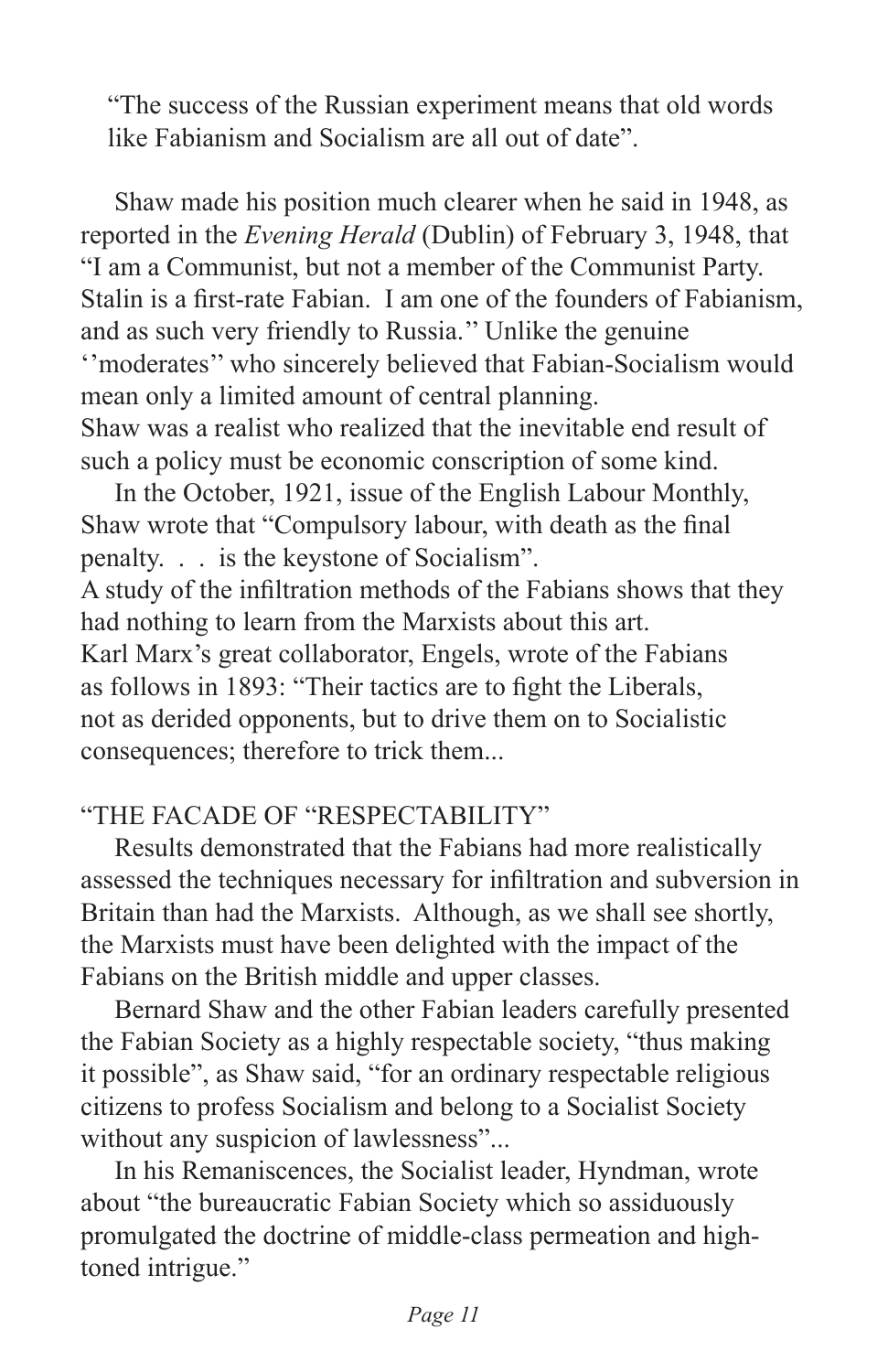"The success of the Russian experiment means that old words like Fabianism and Socialism are all out of date".

Shaw made his position much clearer when he said in 1948, as reported in the *Evening Herald* (Dublin) of February 3, 1948, that "I am a Communist, but not a member of the Communist Party. Stalin is a first-rate Fabian. I am one of the founders of Fabianism, and as such very friendly to Russia." Unlike the genuine ''moderates'' who sincerely believed that Fabian-Socialism would mean only a limited amount of central planning.
Shaw was a realist who realized that the inevitable end result of such a policy must be economic conscription of some kind.

In the October, 1921, issue of the English Labour Monthly, Shaw wrote that "Compulsory labour, with death as the final penalty. . . is the keystone of Socialism".
A study of the infiltration methods of the Fabians shows that they had nothing to learn from the Marxists about this art.
Karl Marx's great collaborator, Engels, wrote of the Fabians as follows in 1893: "Their tactics are to fight the Liberals, not as derided opponents, but to drive them on to Socialistic consequences; therefore to trick them...

"THE FACADE OF "RESPECTABILITY"

Results demonstrated that the Fabians had more realistically assessed the techniques necessary for infiltration and subversion in Britain than had the Marxists. Although, as we shall see shortly, the Marxists must have been delighted with the impact of the Fabians on the British middle and upper classes.

Bernard Shaw and the other Fabian leaders carefully presented the Fabian Society as a highly respectable society, "thus making it possible", as Shaw said, "for an ordinary respectable religious citizens to profess Socialism and belong to a Socialist Society without any suspicion of lawlessness"...

In his Remaniscences, the Socialist leader, Hyndman, wrote about "the bureaucratic Fabian Society which so assiduously promulgated the doctrine of middle-class permeation and high-toned intrigue."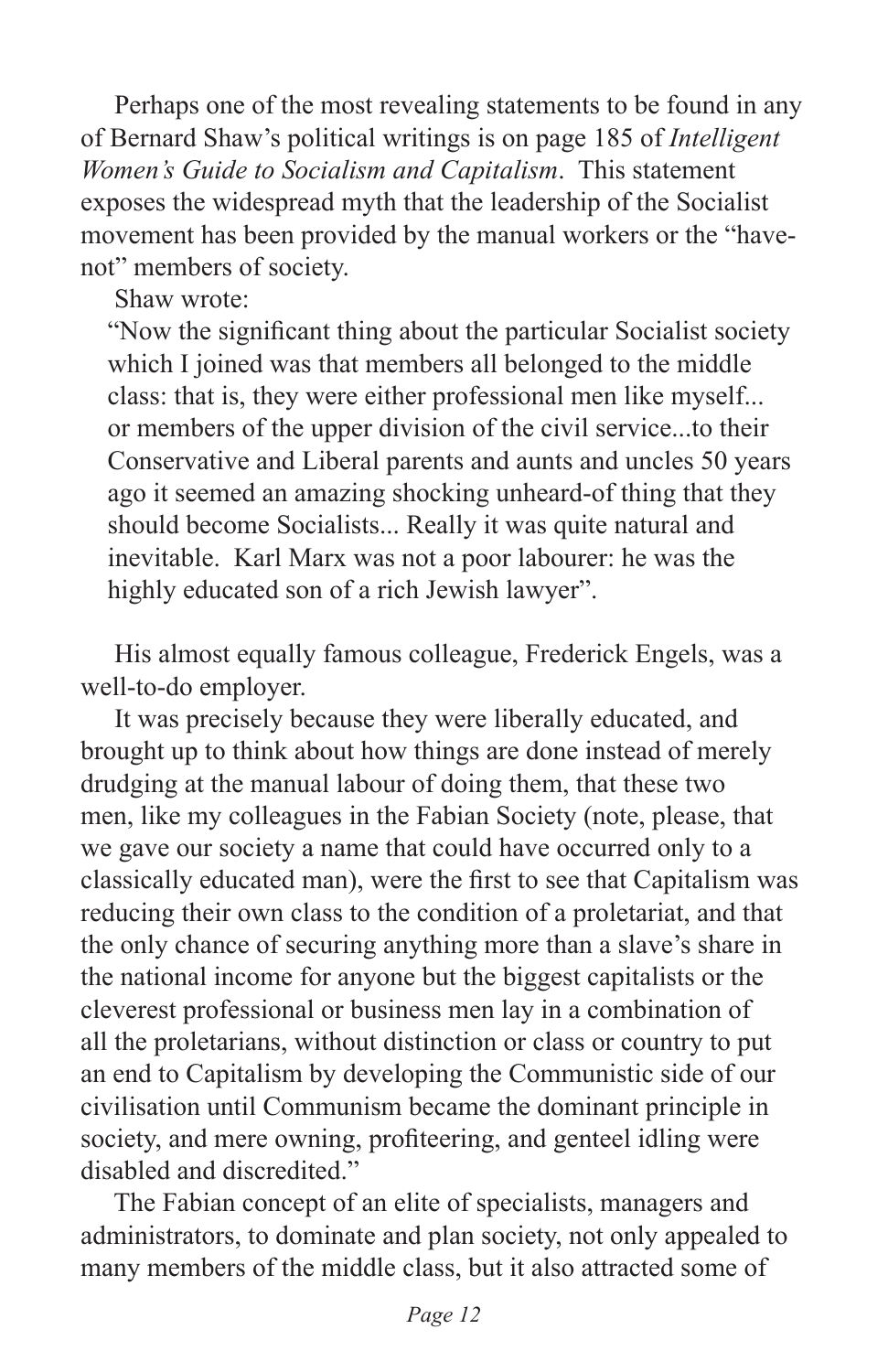Perhaps one of the most revealing statements to be found in any of Bernard Shaw's political writings is on page 185 of *Intelligent Women's Guide to Socialism and Capitalism*. This statement exposes the widespread myth that the leadership of the Socialist movement has been provided by the manual workers or the "have-not" members of society.

Shaw wrote:

> "Now the significant thing about the particular Socialist society which I joined was that members all belonged to the middle class: that is, they were either professional men like myself... or members of the upper division of the civil service...to their Conservative and Liberal parents and aunts and uncles 50 years ago it seemed an amazing shocking unheard-of thing that they should become Socialists... Really it was quite natural and inevitable. Karl Marx was not a poor labourer: he was the highly educated son of a rich Jewish lawyer".

His almost equally famous colleague, Frederick Engels, was a well-to-do employer.

It was precisely because they were liberally educated, and brought up to think about how things are done instead of merely drudging at the manual labour of doing them, that these two men, like my colleagues in the Fabian Society (note, please, that we gave our society a name that could have occurred only to a classically educated man), were the first to see that Capitalism was reducing their own class to the condition of a proletariat, and that the only chance of securing anything more than a slave's share in the national income for anyone but the biggest capitalists or the cleverest professional or business men lay in a combination of all the proletarians, without distinction or class or country to put an end to Capitalism by developing the Communistic side of our civilisation until Communism became the dominant principle in society, and mere owning, profiteering, and genteel idling were disabled and discredited."

The Fabian concept of an elite of specialists, managers and administrators, to dominate and plan society, not only appealed to many members of the middle class, but it also attracted some of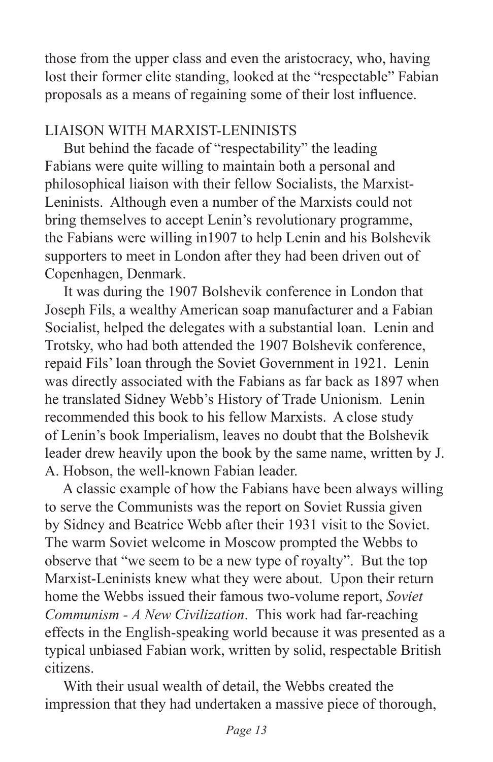those from the upper class and even the aristocracy, who, having lost their former elite standing, looked at the "respectable" Fabian proposals as a means of regaining some of their lost influence.

## LIAISON WITH MARXIST-LENINISTS

But behind the facade of "respectability" the leading Fabians were quite willing to maintain both a personal and philosophical liaison with their fellow Socialists, the Marxist-Leninists. Although even a number of the Marxists could not bring themselves to accept Lenin's revolutionary programme, the Fabians were willing in1907 to help Lenin and his Bolshevik supporters to meet in London after they had been driven out of Copenhagen, Denmark.

It was during the 1907 Bolshevik conference in London that Joseph Fils, a wealthy American soap manufacturer and a Fabian Socialist, helped the delegates with a substantial loan. Lenin and Trotsky, who had both attended the 1907 Bolshevik conference, repaid Fils' loan through the Soviet Government in 1921. Lenin was directly associated with the Fabians as far back as 1897 when he translated Sidney Webb's History of Trade Unionism. Lenin recommended this book to his fellow Marxists. A close study of Lenin's book Imperialism, leaves no doubt that the Bolshevik leader drew heavily upon the book by the same name, written by J. A. Hobson, the well-known Fabian leader.

A classic example of how the Fabians have been always willing to serve the Communists was the report on Soviet Russia given by Sidney and Beatrice Webb after their 1931 visit to the Soviet. The warm Soviet welcome in Moscow prompted the Webbs to observe that "we seem to be a new type of royalty". But the top Marxist-Leninists knew what they were about. Upon their return home the Webbs issued their famous two-volume report, *Soviet Communism - A New Civilization*. This work had far-reaching effects in the English-speaking world because it was presented as a typical unbiased Fabian work, written by solid, respectable British citizens.

With their usual wealth of detail, the Webbs created the impression that they had undertaken a massive piece of thorough,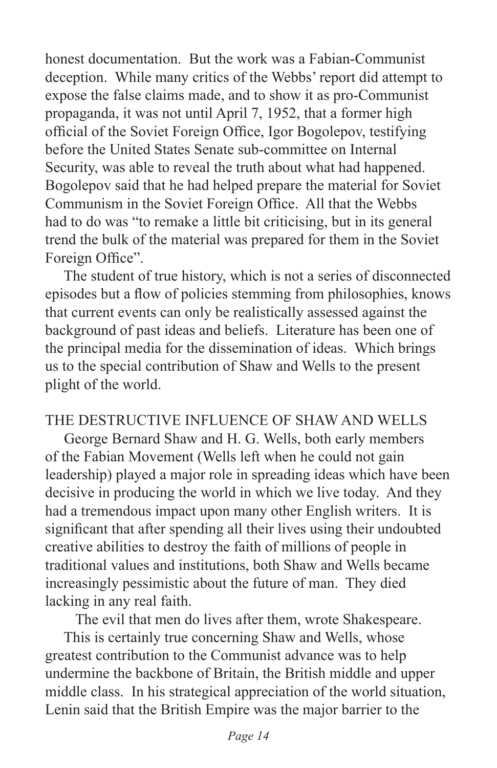honest documentation. But the work was a Fabian-Communist deception. While many critics of the Webbs' report did attempt to expose the false claims made, and to show it as pro-Communist propaganda, it was not until April 7, 1952, that a former high official of the Soviet Foreign Office, Igor Bogolepov, testifying before the United States Senate sub-committee on Internal Security, was able to reveal the truth about what had happened. Bogolepov said that he had helped prepare the material for Soviet Communism in the Soviet Foreign Office. All that the Webbs had to do was "to remake a little bit criticising, but in its general trend the bulk of the material was prepared for them in the Soviet Foreign Office".

The student of true history, which is not a series of disconnected episodes but a flow of policies stemming from philosophies, knows that current events can only be realistically assessed against the background of past ideas and beliefs. Literature has been one of the principal media for the dissemination of ideas. Which brings us to the special contribution of Shaw and Wells to the present plight of the world.

## THE DESTRUCTIVE INFLUENCE OF SHAW AND WELLS

George Bernard Shaw and H. G. Wells, both early members of the Fabian Movement (Wells left when he could not gain leadership) played a major role in spreading ideas which have been decisive in producing the world in which we live today. And they had a tremendous impact upon many other English writers. It is significant that after spending all their lives using their undoubted creative abilities to destroy the faith of millions of people in traditional values and institutions, both Shaw and Wells became increasingly pessimistic about the future of man. They died lacking in any real faith.

The evil that men do lives after them, wrote Shakespeare.

This is certainly true concerning Shaw and Wells, whose greatest contribution to the Communist advance was to help undermine the backbone of Britain, the British middle and upper middle class. In his strategical appreciation of the world situation, Lenin said that the British Empire was the major barrier to the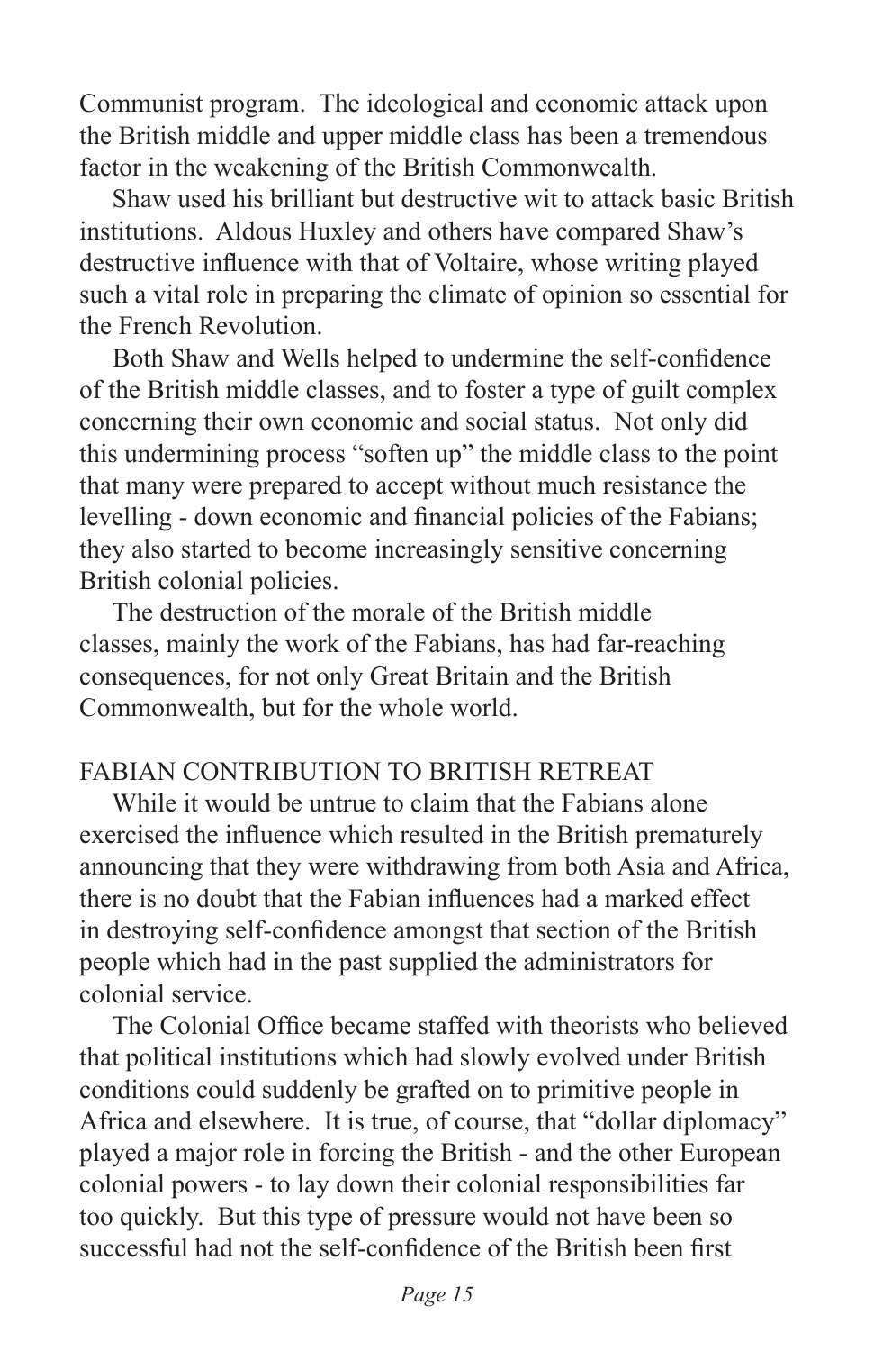Communist program. The ideological and economic attack upon the British middle and upper middle class has been a tremendous factor in the weakening of the British Commonwealth.

Shaw used his brilliant but destructive wit to attack basic British institutions. Aldous Huxley and others have compared Shaw's destructive influence with that of Voltaire, whose writing played such a vital role in preparing the climate of opinion so essential for the French Revolution.

Both Shaw and Wells helped to undermine the self-confidence of the British middle classes, and to foster a type of guilt complex concerning their own economic and social status. Not only did this undermining process "soften up" the middle class to the point that many were prepared to accept without much resistance the levelling - down economic and financial policies of the Fabians; they also started to become increasingly sensitive concerning British colonial policies.

The destruction of the morale of the British middle classes, mainly the work of the Fabians, has had far-reaching consequences, for not only Great Britain and the British Commonwealth, but for the whole world.

## FABIAN CONTRIBUTION TO BRITISH RETREAT

While it would be untrue to claim that the Fabians alone exercised the influence which resulted in the British prematurely announcing that they were withdrawing from both Asia and Africa, there is no doubt that the Fabian influences had a marked effect in destroying self-confidence amongst that section of the British people which had in the past supplied the administrators for colonial service.

The Colonial Office became staffed with theorists who believed that political institutions which had slowly evolved under British conditions could suddenly be grafted on to primitive people in Africa and elsewhere. It is true, of course, that "dollar diplomacy" played a major role in forcing the British - and the other European colonial powers - to lay down their colonial responsibilities far too quickly. But this type of pressure would not have been so successful had not the self-confidence of the British been first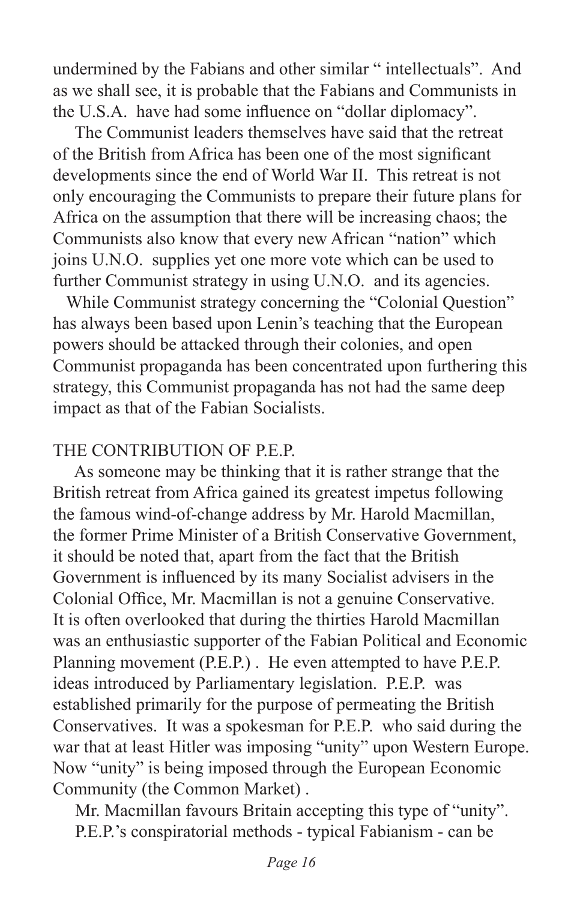undermined by the Fabians and other similar " intellectuals". And as we shall see, it is probable that the Fabians and Communists in the U.S.A. have had some influence on "dollar diplomacy".

The Communist leaders themselves have said that the retreat of the British from Africa has been one of the most significant developments since the end of World War II. This retreat is not only encouraging the Communists to prepare their future plans for Africa on the assumption that there will be increasing chaos; the Communists also know that every new African "nation" which joins U.N.O. supplies yet one more vote which can be used to further Communist strategy in using U.N.O. and its agencies.

While Communist strategy concerning the "Colonial Question" has always been based upon Lenin's teaching that the European powers should be attacked through their colonies, and open Communist propaganda has been concentrated upon furthering this strategy, this Communist propaganda has not had the same deep impact as that of the Fabian Socialists.

## THE CONTRIBUTION OF P.E.P.

As someone may be thinking that it is rather strange that the British retreat from Africa gained its greatest impetus following the famous wind-of-change address by Mr. Harold Macmillan, the former Prime Minister of a British Conservative Government, it should be noted that, apart from the fact that the British Government is influenced by its many Socialist advisers in the Colonial Office, Mr. Macmillan is not a genuine Conservative. It is often overlooked that during the thirties Harold Macmillan was an enthusiastic supporter of the Fabian Political and Economic Planning movement (P.E.P.) . He even attempted to have P.E.P. ideas introduced by Parliamentary legislation. P.E.P. was established primarily for the purpose of permeating the British Conservatives. It was a spokesman for P.E.P. who said during the war that at least Hitler was imposing "unity" upon Western Europe. Now "unity" is being imposed through the European Economic Community (the Common Market) .

Mr. Macmillan favours Britain accepting this type of "unity".

P.E.P.'s conspiratorial methods - typical Fabianism - can be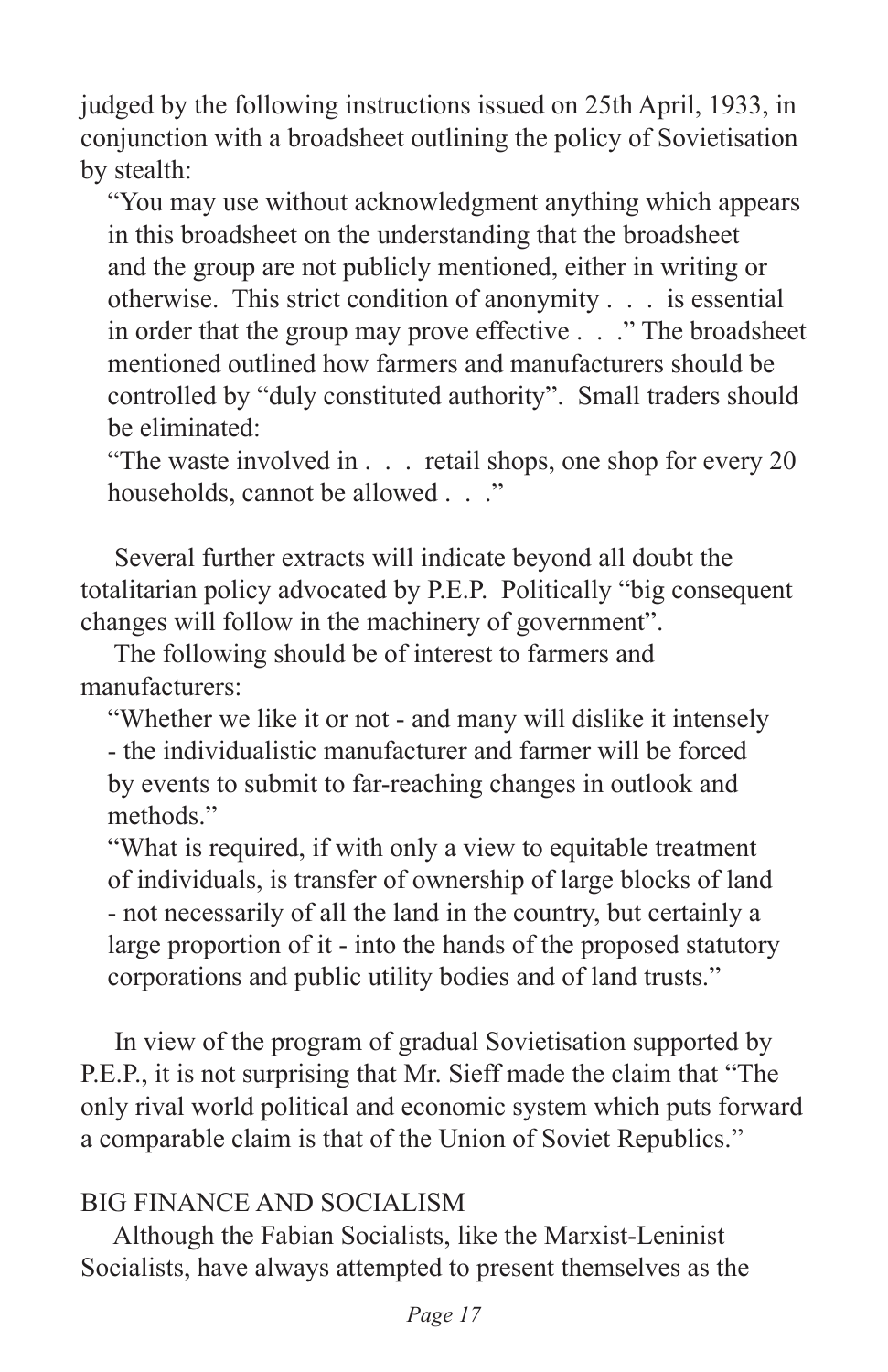judged by the following instructions issued on 25th April, 1933, in conjunction with a broadsheet outlining the policy of Sovietisation by stealth:

> "You may use without acknowledgment anything which appears in this broadsheet on the understanding that the broadsheet and the group are not publicly mentioned, either in writing or otherwise. This strict condition of anonymity . . . is essential in order that the group may prove effective . . ." The broadsheet mentioned outlined how farmers and manufacturers should be controlled by "duly constituted authority". Small traders should be eliminated:
>
> "The waste involved in . . . retail shops, one shop for every 20 households, cannot be allowed . . ."

Several further extracts will indicate beyond all doubt the totalitarian policy advocated by P.E.P. Politically "big consequent changes will follow in the machinery of government".

The following should be of interest to farmers and manufacturers:

> "Whether we like it or not - and many will dislike it intensely - the individualistic manufacturer and farmer will be forced by events to submit to far-reaching changes in outlook and methods."
>
> "What is required, if with only a view to equitable treatment of individuals, is transfer of ownership of large blocks of land - not necessarily of all the land in the country, but certainly a large proportion of it - into the hands of the proposed statutory corporations and public utility bodies and of land trusts."

In view of the program of gradual Sovietisation supported by P.E.P., it is not surprising that Mr. Sieff made the claim that "The only rival world political and economic system which puts forward a comparable claim is that of the Union of Soviet Republics."

## BIG FINANCE AND SOCIALISM

Although the Fabian Socialists, like the Marxist-Leninist Socialists, have always attempted to present themselves as the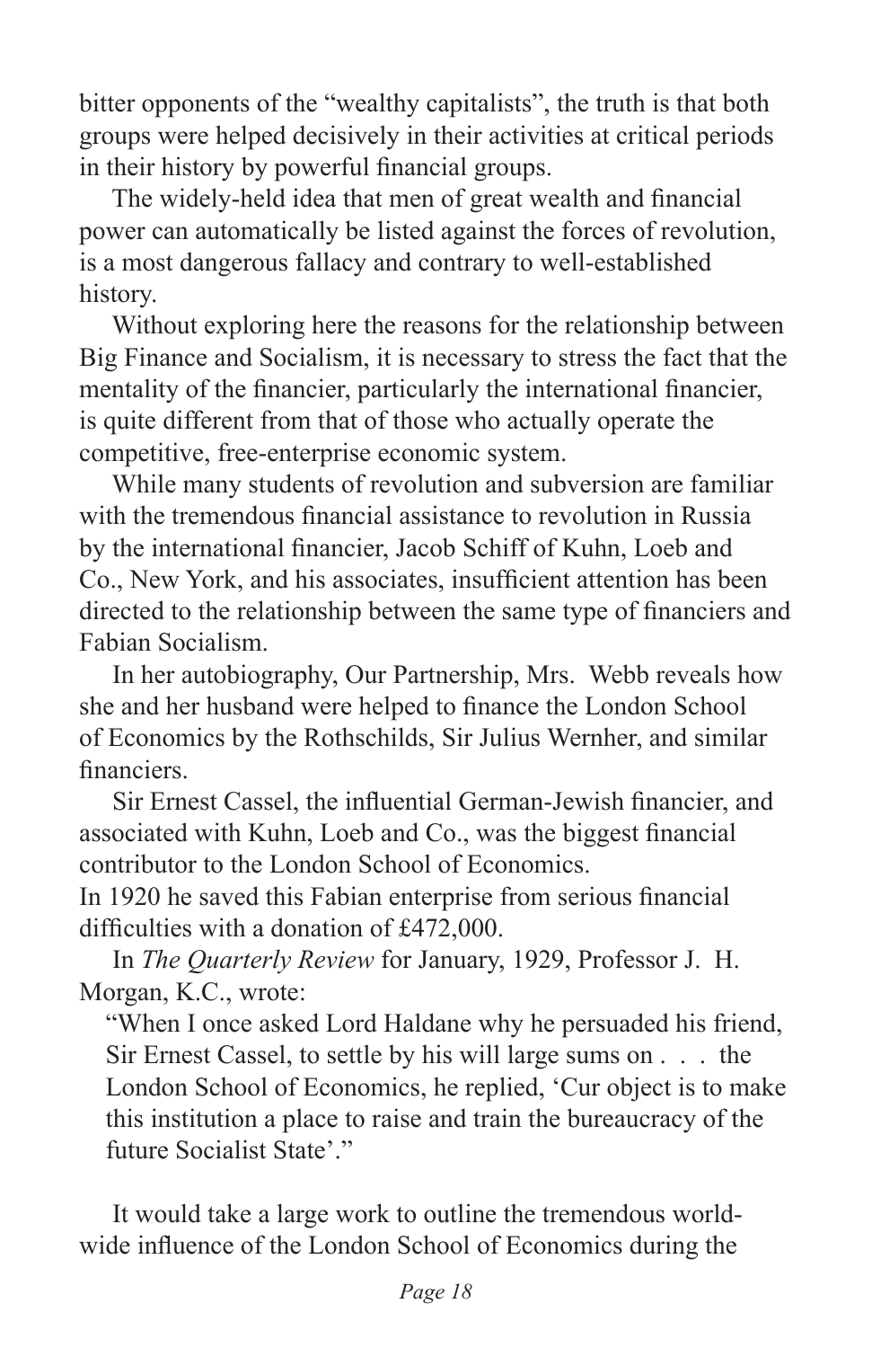bitter opponents of the "wealthy capitalists", the truth is that both groups were helped decisively in their activities at critical periods in their history by powerful financial groups.

The widely-held idea that men of great wealth and financial power can automatically be listed against the forces of revolution, is a most dangerous fallacy and contrary to well-established history.

Without exploring here the reasons for the relationship between Big Finance and Socialism, it is necessary to stress the fact that the mentality of the financier, particularly the international financier, is quite different from that of those who actually operate the competitive, free-enterprise economic system.

While many students of revolution and subversion are familiar with the tremendous financial assistance to revolution in Russia by the international financier, Jacob Schiff of Kuhn, Loeb and Co., New York, and his associates, insufficient attention has been directed to the relationship between the same type of financiers and Fabian Socialism.

In her autobiography, Our Partnership, Mrs. Webb reveals how she and her husband were helped to finance the London School of Economics by the Rothschilds, Sir Julius Wernher, and similar financiers.

Sir Ernest Cassel, the influential German-Jewish financier, and associated with Kuhn, Loeb and Co., was the biggest financial contributor to the London School of Economics.
In 1920 he saved this Fabian enterprise from serious financial difficulties with a donation of £472,000.

In *The Quarterly Review* for January, 1929, Professor J. H. Morgan, K.C., wrote:

> "When I once asked Lord Haldane why he persuaded his friend, Sir Ernest Cassel, to settle by his will large sums on . . . the London School of Economics, he replied, 'Cur object is to make this institution a place to raise and train the bureaucracy of the future Socialist State'."

It would take a large work to outline the tremendous world-wide influence of the London School of Economics during the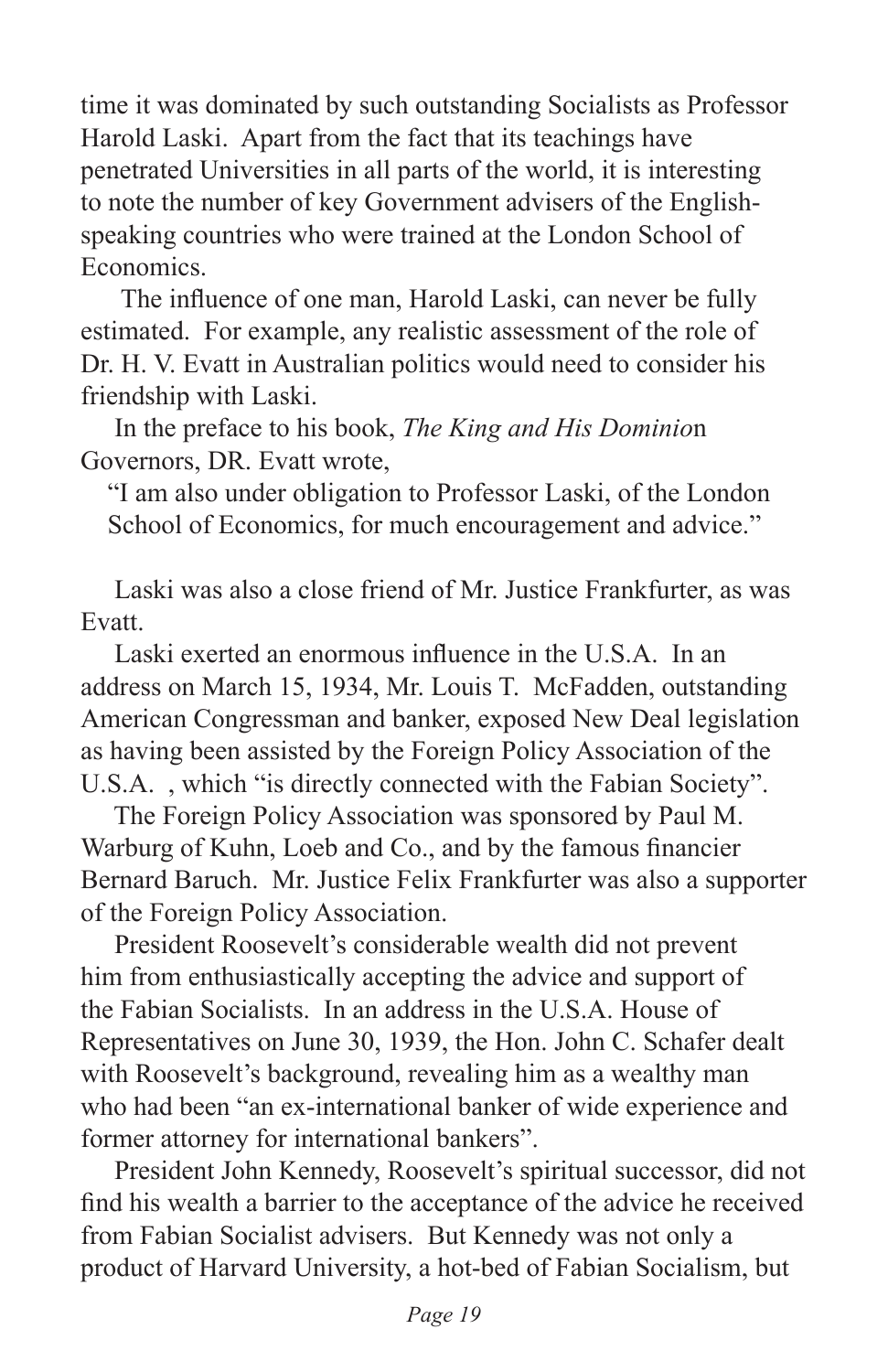time it was dominated by such outstanding Socialists as Professor Harold Laski. Apart from the fact that its teachings have penetrated Universities in all parts of the world, it is interesting to note the number of key Government advisers of the English-speaking countries who were trained at the London School of Economics.

The influence of one man, Harold Laski, can never be fully estimated. For example, any realistic assessment of the role of Dr. H. V. Evatt in Australian politics would need to consider his friendship with Laski.

In the preface to his book, *The King and His Dominio*n Governors, DR. Evatt wrote,

> "I am also under obligation to Professor Laski, of the London School of Economics, for much encouragement and advice."

Laski was also a close friend of Mr. Justice Frankfurter, as was Evatt.

Laski exerted an enormous influence in the U.S.A. In an address on March 15, 1934, Mr. Louis T. McFadden, outstanding American Congressman and banker, exposed New Deal legislation as having been assisted by the Foreign Policy Association of the U.S.A. , which "is directly connected with the Fabian Society".

The Foreign Policy Association was sponsored by Paul M. Warburg of Kuhn, Loeb and Co., and by the famous financier Bernard Baruch. Mr. Justice Felix Frankfurter was also a supporter of the Foreign Policy Association.

President Roosevelt's considerable wealth did not prevent him from enthusiastically accepting the advice and support of the Fabian Socialists. In an address in the U.S.A. House of Representatives on June 30, 1939, the Hon. John C. Schafer dealt with Roosevelt's background, revealing him as a wealthy man who had been "an ex-international banker of wide experience and former attorney for international bankers".

President John Kennedy, Roosevelt's spiritual successor, did not find his wealth a barrier to the acceptance of the advice he received from Fabian Socialist advisers. But Kennedy was not only a product of Harvard University, a hot-bed of Fabian Socialism, but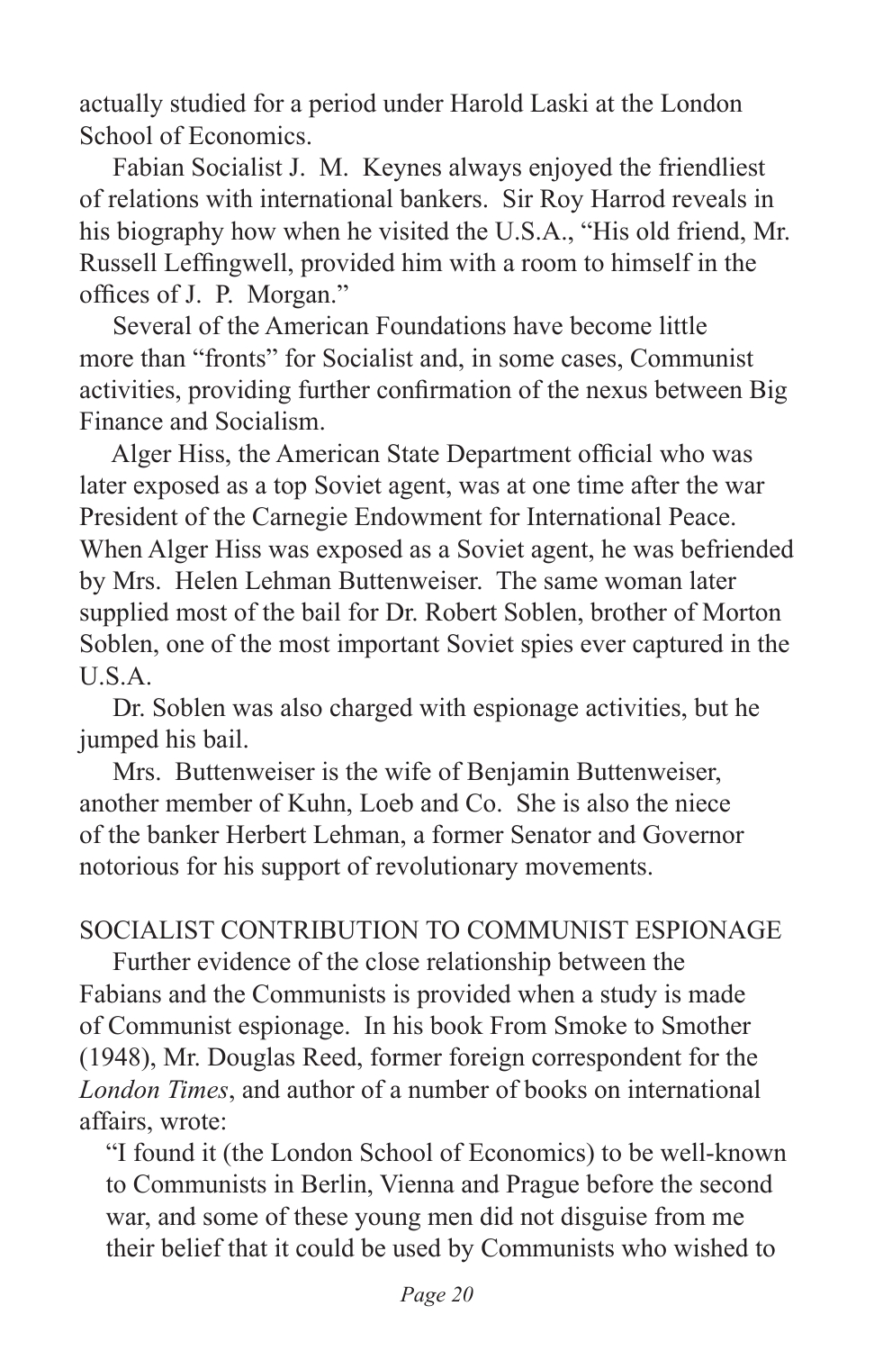actually studied for a period under Harold Laski at the London School of Economics.

Fabian Socialist J. M. Keynes always enjoyed the friendliest of relations with international bankers. Sir Roy Harrod reveals in his biography how when he visited the U.S.A., "His old friend, Mr. Russell Leffingwell, provided him with a room to himself in the offices of J. P. Morgan."

Several of the American Foundations have become little more than "fronts" for Socialist and, in some cases, Communist activities, providing further confirmation of the nexus between Big Finance and Socialism.

Alger Hiss, the American State Department official who was later exposed as a top Soviet agent, was at one time after the war President of the Carnegie Endowment for International Peace. When Alger Hiss was exposed as a Soviet agent, he was befriended by Mrs. Helen Lehman Buttenweiser. The same woman later supplied most of the bail for Dr. Robert Soblen, brother of Morton Soblen, one of the most important Soviet spies ever captured in the U.S.A.

Dr. Soblen was also charged with espionage activities, but he jumped his bail.

Mrs. Buttenweiser is the wife of Benjamin Buttenweiser, another member of Kuhn, Loeb and Co. She is also the niece of the banker Herbert Lehman, a former Senator and Governor notorious for his support of revolutionary movements.

## SOCIALIST CONTRIBUTION TO COMMUNIST ESPIONAGE

Further evidence of the close relationship between the Fabians and the Communists is provided when a study is made of Communist espionage. In his book From Smoke to Smother (1948), Mr. Douglas Reed, former foreign correspondent for the *London Times*, and author of a number of books on international affairs, wrote:

> "I found it (the London School of Economics) to be well-known to Communists in Berlin, Vienna and Prague before the second war, and some of these young men did not disguise from me their belief that it could be used by Communists who wished to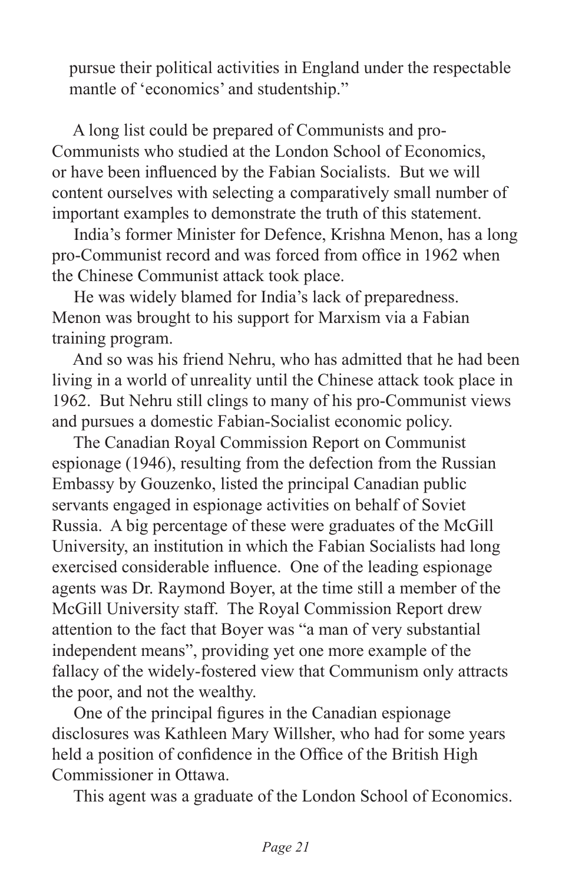pursue their political activities in England under the respectable mantle of 'economics' and studentship."

A long list could be prepared of Communists and pro-Communists who studied at the London School of Economics, or have been influenced by the Fabian Socialists. But we will content ourselves with selecting a comparatively small number of important examples to demonstrate the truth of this statement.

India's former Minister for Defence, Krishna Menon, has a long pro-Communist record and was forced from office in 1962 when the Chinese Communist attack took place.

He was widely blamed for India's lack of preparedness. Menon was brought to his support for Marxism via a Fabian training program.

And so was his friend Nehru, who has admitted that he had been living in a world of unreality until the Chinese attack took place in 1962. But Nehru still clings to many of his pro-Communist views and pursues a domestic Fabian-Socialist economic policy.

The Canadian Royal Commission Report on Communist espionage (1946), resulting from the defection from the Russian Embassy by Gouzenko, listed the principal Canadian public servants engaged in espionage activities on behalf of Soviet Russia. A big percentage of these were graduates of the McGill University, an institution in which the Fabian Socialists had long exercised considerable influence. One of the leading espionage agents was Dr. Raymond Boyer, at the time still a member of the McGill University staff. The Royal Commission Report drew attention to the fact that Boyer was "a man of very substantial independent means", providing yet one more example of the fallacy of the widely-fostered view that Communism only attracts the poor, and not the wealthy.

One of the principal figures in the Canadian espionage disclosures was Kathleen Mary Willsher, who had for some years held a position of confidence in the Office of the British High Commissioner in Ottawa.

This agent was a graduate of the London School of Economics.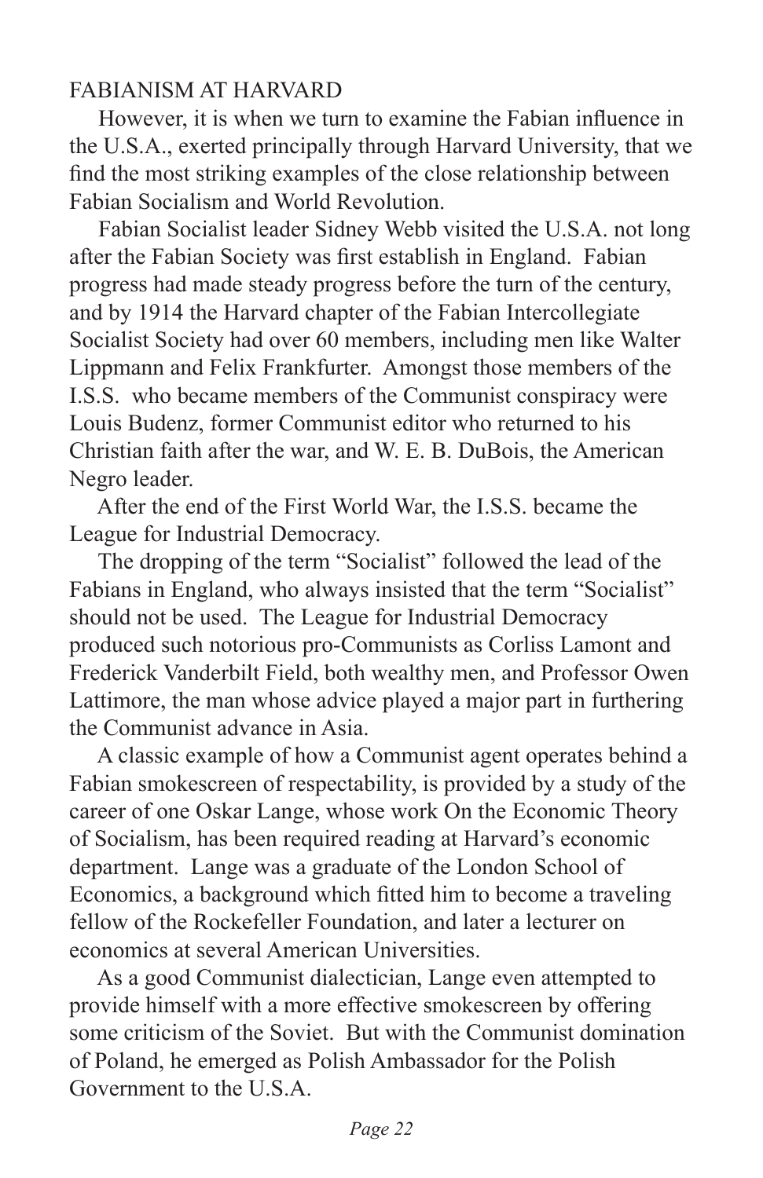## FABIANISM AT HARVARD

However, it is when we turn to examine the Fabian influence in the U.S.A., exerted principally through Harvard University, that we find the most striking examples of the close relationship between Fabian Socialism and World Revolution.

Fabian Socialist leader Sidney Webb visited the U.S.A. not long after the Fabian Society was first establish in England. Fabian progress had made steady progress before the turn of the century, and by 1914 the Harvard chapter of the Fabian Intercollegiate Socialist Society had over 60 members, including men like Walter Lippmann and Felix Frankfurter. Amongst those members of the I.S.S. who became members of the Communist conspiracy were Louis Budenz, former Communist editor who returned to his Christian faith after the war, and W. E. B. DuBois, the American Negro leader.

After the end of the First World War, the I.S.S. became the League for Industrial Democracy.

The dropping of the term "Socialist" followed the lead of the Fabians in England, who always insisted that the term "Socialist" should not be used. The League for Industrial Democracy produced such notorious pro-Communists as Corliss Lamont and Frederick Vanderbilt Field, both wealthy men, and Professor Owen Lattimore, the man whose advice played a major part in furthering the Communist advance in Asia.

A classic example of how a Communist agent operates behind a Fabian smokescreen of respectability, is provided by a study of the career of one Oskar Lange, whose work On the Economic Theory of Socialism, has been required reading at Harvard's economic department. Lange was a graduate of the London School of Economics, a background which fitted him to become a traveling fellow of the Rockefeller Foundation, and later a lecturer on economics at several American Universities.

As a good Communist dialectician, Lange even attempted to provide himself with a more effective smokescreen by offering some criticism of the Soviet. But with the Communist domination of Poland, he emerged as Polish Ambassador for the Polish Government to the U.S.A.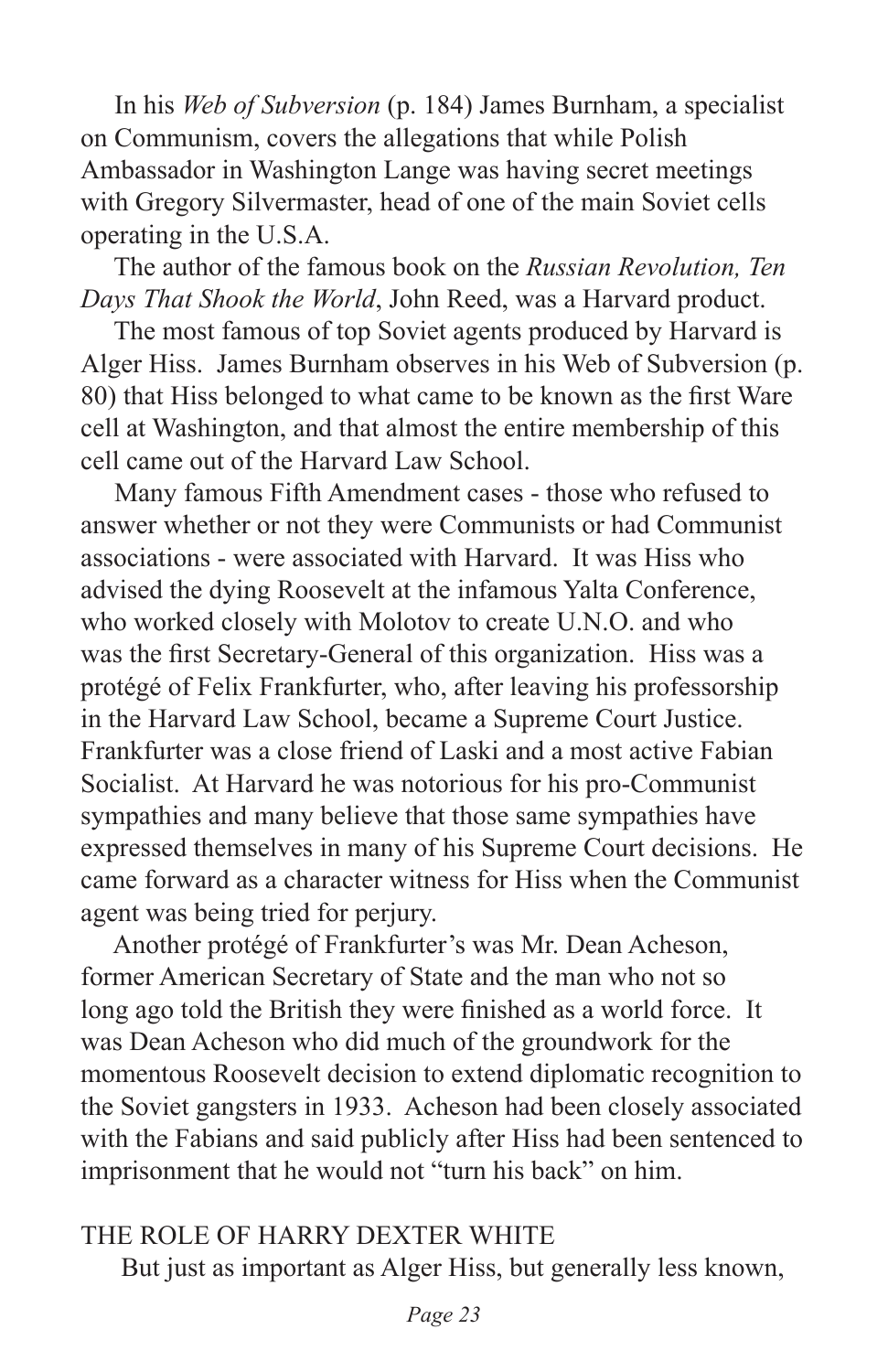In his *Web of Subversion* (p. 184) James Burnham, a specialist on Communism, covers the allegations that while Polish Ambassador in Washington Lange was having secret meetings with Gregory Silvermaster, head of one of the main Soviet cells operating in the U.S.A.

The author of the famous book on the *Russian Revolution, Ten Days That Shook the World*, John Reed, was a Harvard product.

The most famous of top Soviet agents produced by Harvard is Alger Hiss. James Burnham observes in his Web of Subversion (p. 80) that Hiss belonged to what came to be known as the first Ware cell at Washington, and that almost the entire membership of this cell came out of the Harvard Law School.

Many famous Fifth Amendment cases - those who refused to answer whether or not they were Communists or had Communist associations - were associated with Harvard. It was Hiss who advised the dying Roosevelt at the infamous Yalta Conference, who worked closely with Molotov to create U.N.O. and who was the first Secretary-General of this organization. Hiss was a protégé of Felix Frankfurter, who, after leaving his professorship in the Harvard Law School, became a Supreme Court Justice. Frankfurter was a close friend of Laski and a most active Fabian Socialist. At Harvard he was notorious for his pro-Communist sympathies and many believe that those same sympathies have expressed themselves in many of his Supreme Court decisions. He came forward as a character witness for Hiss when the Communist agent was being tried for perjury.

Another protégé of Frankfurter's was Mr. Dean Acheson, former American Secretary of State and the man who not so long ago told the British they were finished as a world force. It was Dean Acheson who did much of the groundwork for the momentous Roosevelt decision to extend diplomatic recognition to the Soviet gangsters in 1933. Acheson had been closely associated with the Fabians and said publicly after Hiss had been sentenced to imprisonment that he would not "turn his back" on him.

## THE ROLE OF HARRY DEXTER WHITE

But just as important as Alger Hiss, but generally less known,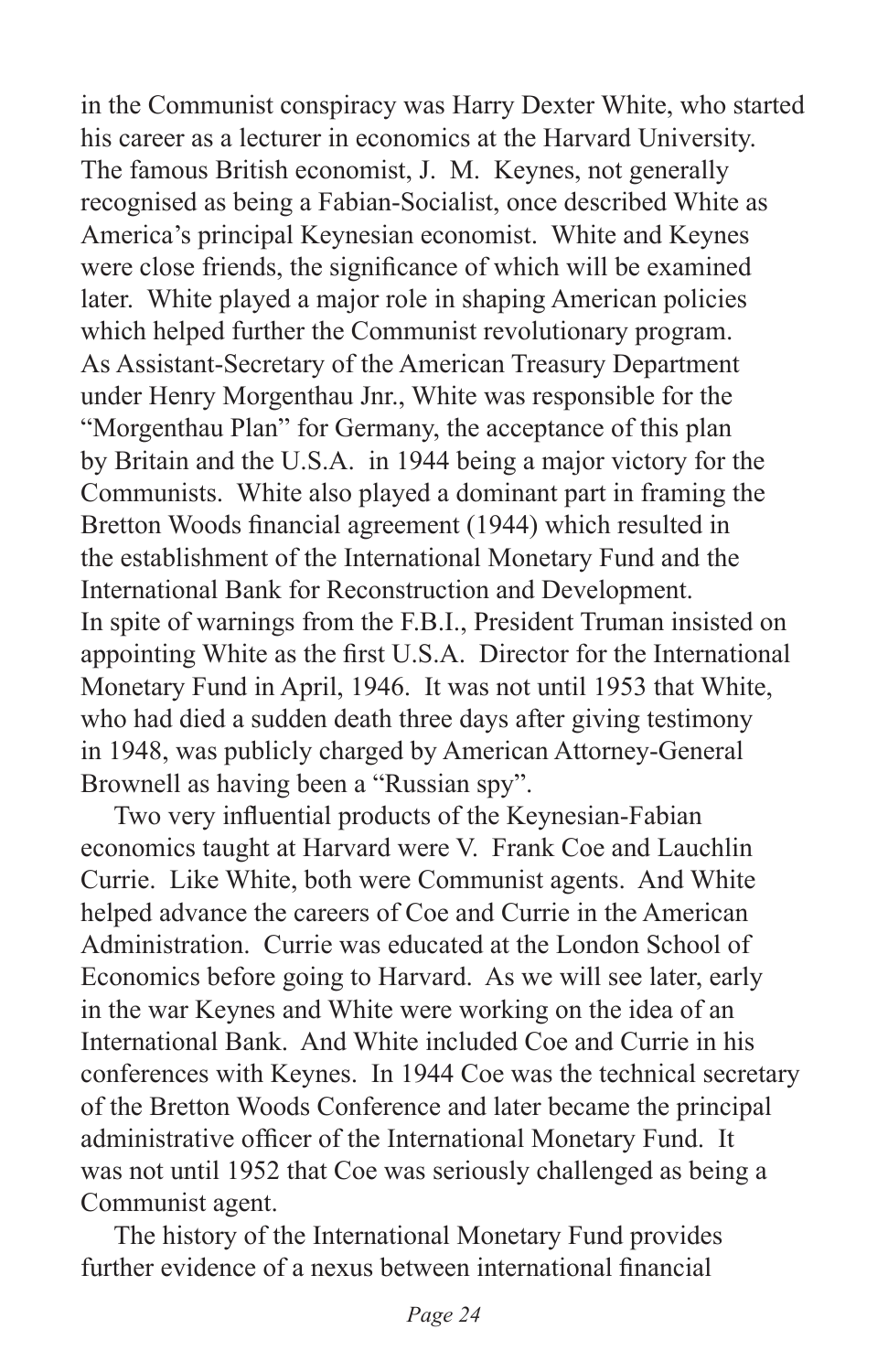in the Communist conspiracy was Harry Dexter White, who started his career as a lecturer in economics at the Harvard University. The famous British economist, J. M. Keynes, not generally recognised as being a Fabian-Socialist, once described White as America's principal Keynesian economist. White and Keynes were close friends, the significance of which will be examined later. White played a major role in shaping American policies which helped further the Communist revolutionary program. As Assistant-Secretary of the American Treasury Department under Henry Morgenthau Jnr., White was responsible for the "Morgenthau Plan" for Germany, the acceptance of this plan by Britain and the U.S.A. in 1944 being a major victory for the Communists. White also played a dominant part in framing the Bretton Woods financial agreement (1944) which resulted in the establishment of the International Monetary Fund and the International Bank for Reconstruction and Development. In spite of warnings from the F.B.I., President Truman insisted on appointing White as the first U.S.A. Director for the International Monetary Fund in April, 1946. It was not until 1953 that White, who had died a sudden death three days after giving testimony in 1948, was publicly charged by American Attorney-General Brownell as having been a "Russian spy".

Two very influential products of the Keynesian-Fabian economics taught at Harvard were V. Frank Coe and Lauchlin Currie. Like White, both were Communist agents. And White helped advance the careers of Coe and Currie in the American Administration. Currie was educated at the London School of Economics before going to Harvard. As we will see later, early in the war Keynes and White were working on the idea of an International Bank. And White included Coe and Currie in his conferences with Keynes. In 1944 Coe was the technical secretary of the Bretton Woods Conference and later became the principal administrative officer of the International Monetary Fund. It was not until 1952 that Coe was seriously challenged as being a Communist agent.

The history of the International Monetary Fund provides further evidence of a nexus between international financial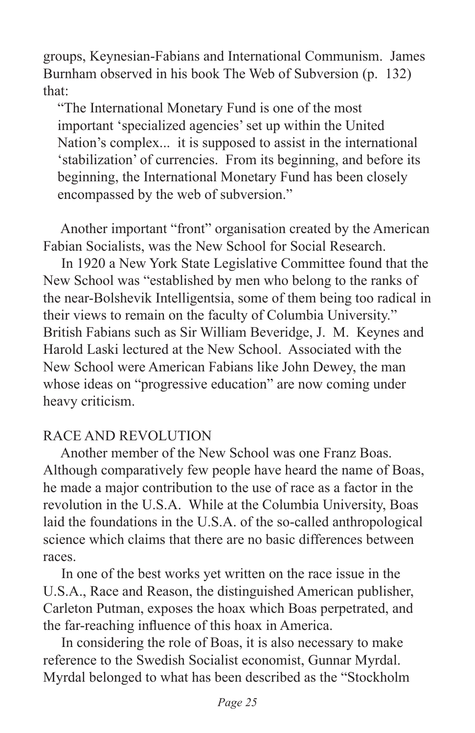groups, Keynesian-Fabians and International Communism. James Burnham observed in his book The Web of Subversion (p. 132) that:

> "The International Monetary Fund is one of the most important 'specialized agencies' set up within the United Nation's complex... it is supposed to assist in the international 'stabilization' of currencies. From its beginning, and before its beginning, the International Monetary Fund has been closely encompassed by the web of subversion."

Another important "front" organisation created by the American Fabian Socialists, was the New School for Social Research.

In 1920 a New York State Legislative Committee found that the New School was "established by men who belong to the ranks of the near-Bolshevik Intelligentsia, some of them being too radical in their views to remain on the faculty of Columbia University." British Fabians such as Sir William Beveridge, J. M. Keynes and Harold Laski lectured at the New School. Associated with the New School were American Fabians like John Dewey, the man whose ideas on "progressive education" are now coming under heavy criticism.

## RACE AND REVOLUTION

Another member of the New School was one Franz Boas. Although comparatively few people have heard the name of Boas, he made a major contribution to the use of race as a factor in the revolution in the U.S.A. While at the Columbia University, Boas laid the foundations in the U.S.A. of the so-called anthropological science which claims that there are no basic differences between races.

In one of the best works yet written on the race issue in the U.S.A., Race and Reason, the distinguished American publisher, Carleton Putman, exposes the hoax which Boas perpetrated, and the far-reaching influence of this hoax in America.

In considering the role of Boas, it is also necessary to make reference to the Swedish Socialist economist, Gunnar Myrdal. Myrdal belonged to what has been described as the "Stockholm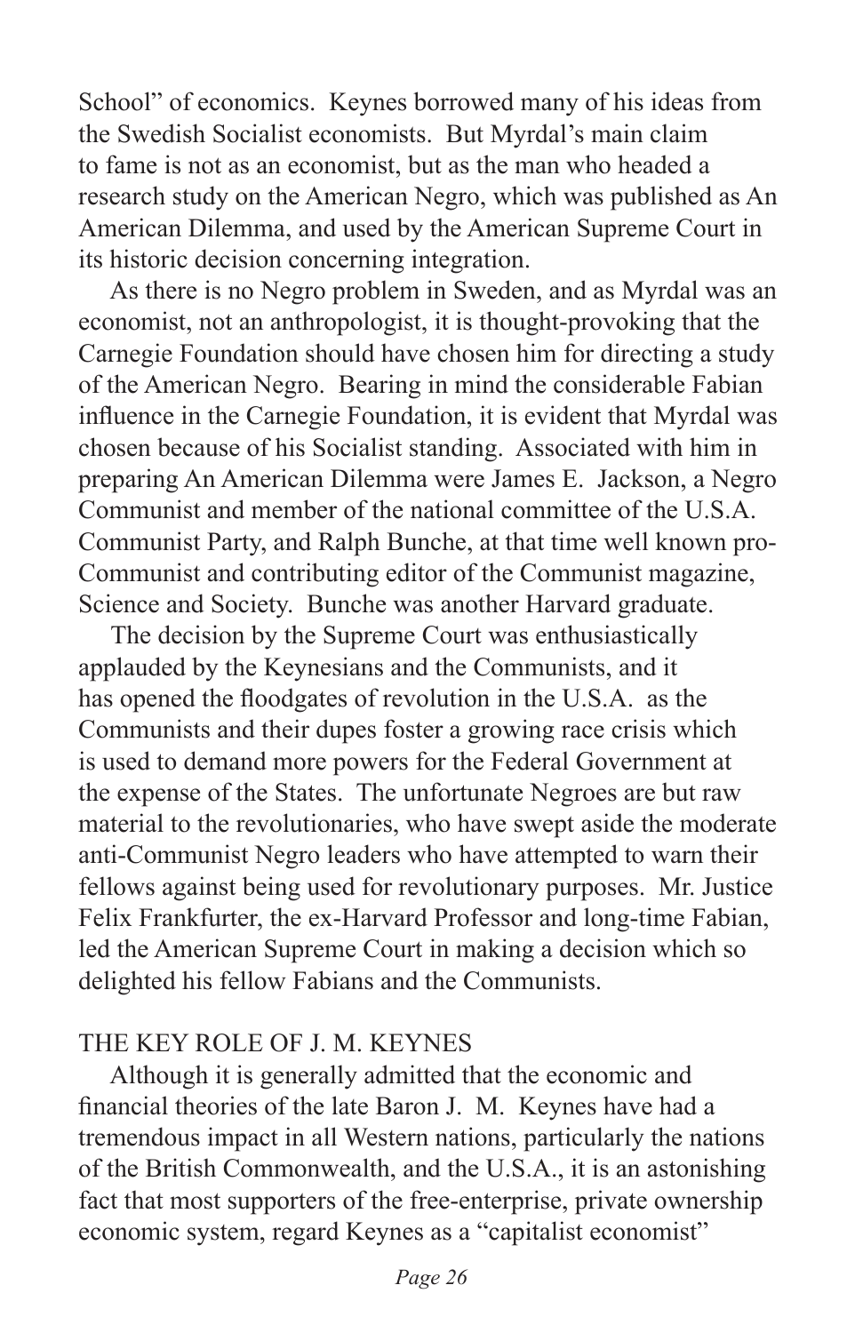School" of economics. Keynes borrowed many of his ideas from the Swedish Socialist economists. But Myrdal's main claim to fame is not as an economist, but as the man who headed a research study on the American Negro, which was published as An American Dilemma, and used by the American Supreme Court in its historic decision concerning integration.

As there is no Negro problem in Sweden, and as Myrdal was an economist, not an anthropologist, it is thought-provoking that the Carnegie Foundation should have chosen him for directing a study of the American Negro. Bearing in mind the considerable Fabian influence in the Carnegie Foundation, it is evident that Myrdal was chosen because of his Socialist standing. Associated with him in preparing An American Dilemma were James E. Jackson, a Negro Communist and member of the national committee of the U.S.A. Communist Party, and Ralph Bunche, at that time well known pro-Communist and contributing editor of the Communist magazine, Science and Society. Bunche was another Harvard graduate.

The decision by the Supreme Court was enthusiastically applauded by the Keynesians and the Communists, and it has opened the floodgates of revolution in the U.S.A. as the Communists and their dupes foster a growing race crisis which is used to demand more powers for the Federal Government at the expense of the States. The unfortunate Negroes are but raw material to the revolutionaries, who have swept aside the moderate anti-Communist Negro leaders who have attempted to warn their fellows against being used for revolutionary purposes. Mr. Justice Felix Frankfurter, the ex-Harvard Professor and long-time Fabian, led the American Supreme Court in making a decision which so delighted his fellow Fabians and the Communists.

## THE KEY ROLE OF J. M. KEYNES

Although it is generally admitted that the economic and financial theories of the late Baron J. M. Keynes have had a tremendous impact in all Western nations, particularly the nations of the British Commonwealth, and the U.S.A., it is an astonishing fact that most supporters of the free-enterprise, private ownership economic system, regard Keynes as a "capitalist economist"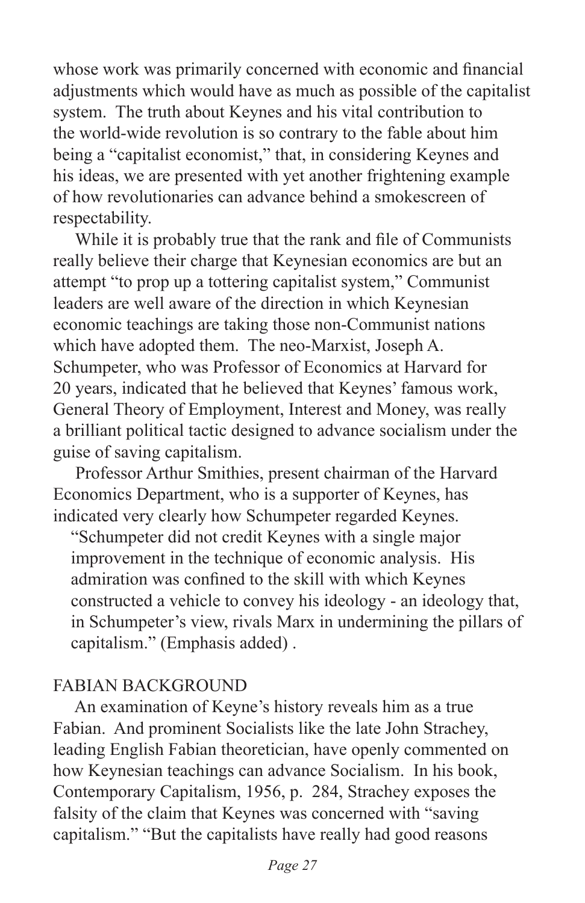whose work was primarily concerned with economic and financial adjustments which would have as much as possible of the capitalist system. The truth about Keynes and his vital contribution to the world-wide revolution is so contrary to the fable about him being a "capitalist economist," that, in considering Keynes and his ideas, we are presented with yet another frightening example of how revolutionaries can advance behind a smokescreen of respectability.

While it is probably true that the rank and file of Communists really believe their charge that Keynesian economics are but an attempt "to prop up a tottering capitalist system," Communist leaders are well aware of the direction in which Keynesian economic teachings are taking those non-Communist nations which have adopted them. The neo-Marxist, Joseph A. Schumpeter, who was Professor of Economics at Harvard for 20 years, indicated that he believed that Keynes' famous work, General Theory of Employment, Interest and Money, was really a brilliant political tactic designed to advance socialism under the guise of saving capitalism.

Professor Arthur Smithies, present chairman of the Harvard Economics Department, who is a supporter of Keynes, has indicated very clearly how Schumpeter regarded Keynes.

> "Schumpeter did not credit Keynes with a single major improvement in the technique of economic analysis. His admiration was confined to the skill with which Keynes constructed a vehicle to convey his ideology - an ideology that, in Schumpeter's view, rivals Marx in undermining the pillars of capitalism." (Emphasis added) .

## FABIAN BACKGROUND

An examination of Keyne's history reveals him as a true Fabian. And prominent Socialists like the late John Strachey, leading English Fabian theoretician, have openly commented on how Keynesian teachings can advance Socialism. In his book, Contemporary Capitalism, 1956, p. 284, Strachey exposes the falsity of the claim that Keynes was concerned with "saving capitalism." "But the capitalists have really had good reasons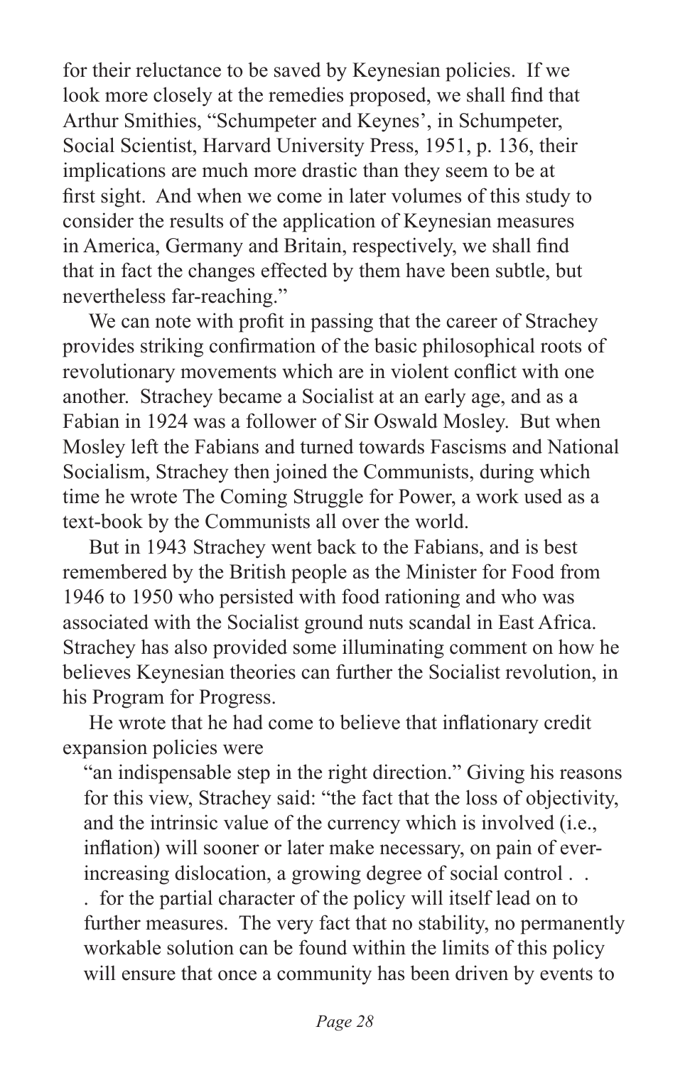for their reluctance to be saved by Keynesian policies. If we look more closely at the remedies proposed, we shall find that Arthur Smithies, "Schumpeter and Keynes', in Schumpeter, Social Scientist, Harvard University Press, 1951, p. 136, their implications are much more drastic than they seem to be at first sight. And when we come in later volumes of this study to consider the results of the application of Keynesian measures in America, Germany and Britain, respectively, we shall find that in fact the changes effected by them have been subtle, but nevertheless far-reaching."

We can note with profit in passing that the career of Strachey provides striking confirmation of the basic philosophical roots of revolutionary movements which are in violent conflict with one another. Strachey became a Socialist at an early age, and as a Fabian in 1924 was a follower of Sir Oswald Mosley. But when Mosley left the Fabians and turned towards Fascisms and National Socialism, Strachey then joined the Communists, during which time he wrote The Coming Struggle for Power, a work used as a text-book by the Communists all over the world.

But in 1943 Strachey went back to the Fabians, and is best remembered by the British people as the Minister for Food from 1946 to 1950 who persisted with food rationing and who was associated with the Socialist ground nuts scandal in East Africa. Strachey has also provided some illuminating comment on how he believes Keynesian theories can further the Socialist revolution, in his Program for Progress.

He wrote that he had come to believe that inflationary credit expansion policies were

> "an indispensable step in the right direction." Giving his reasons for this view, Strachey said: "the fact that the loss of objectivity, and the intrinsic value of the currency which is involved (i.e., inflation) will sooner or later make necessary, on pain of ever-increasing dislocation, a growing degree of social control . . . for the partial character of the policy will itself lead on to further measures. The very fact that no stability, no permanently workable solution can be found within the limits of this policy will ensure that once a community has been driven by events to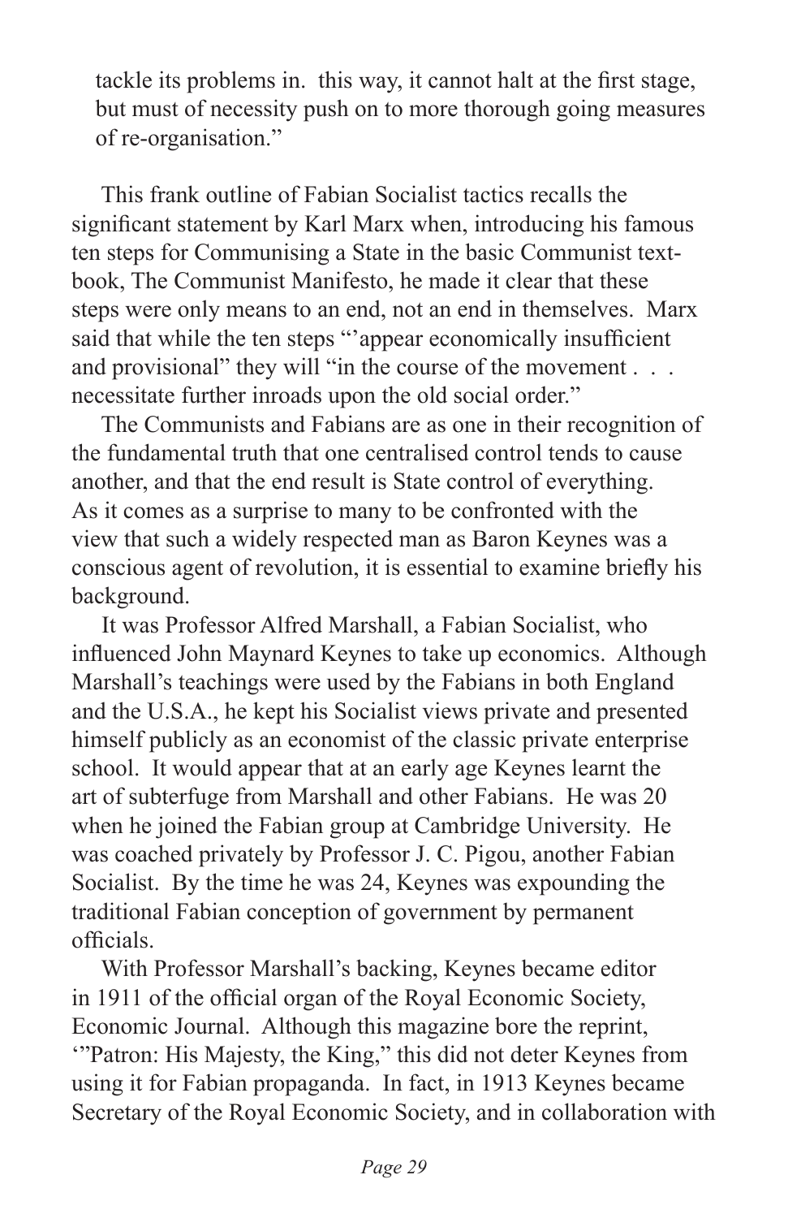tackle its problems in. this way, it cannot halt at the first stage, but must of necessity push on to more thorough going measures of re-organisation."

This frank outline of Fabian Socialist tactics recalls the significant statement by Karl Marx when, introducing his famous ten steps for Communising a State in the basic Communist text-book, The Communist Manifesto, he made it clear that these steps were only means to an end, not an end in themselves. Marx said that while the ten steps "'appear economically insufficient and provisional" they will "in the course of the movement . . . necessitate further inroads upon the old social order."

The Communists and Fabians are as one in their recognition of the fundamental truth that one centralised control tends to cause another, and that the end result is State control of everything. As it comes as a surprise to many to be confronted with the view that such a widely respected man as Baron Keynes was a conscious agent of revolution, it is essential to examine briefly his background.

It was Professor Alfred Marshall, a Fabian Socialist, who influenced John Maynard Keynes to take up economics. Although Marshall's teachings were used by the Fabians in both England and the U.S.A., he kept his Socialist views private and presented himself publicly as an economist of the classic private enterprise school. It would appear that at an early age Keynes learnt the art of subterfuge from Marshall and other Fabians. He was 20 when he joined the Fabian group at Cambridge University. He was coached privately by Professor J. C. Pigou, another Fabian Socialist. By the time he was 24, Keynes was expounding the traditional Fabian conception of government by permanent officials.

With Professor Marshall's backing, Keynes became editor in 1911 of the official organ of the Royal Economic Society, Economic Journal. Although this magazine bore the reprint, '"Patron: His Majesty, the King," this did not deter Keynes from using it for Fabian propaganda. In fact, in 1913 Keynes became Secretary of the Royal Economic Society, and in collaboration with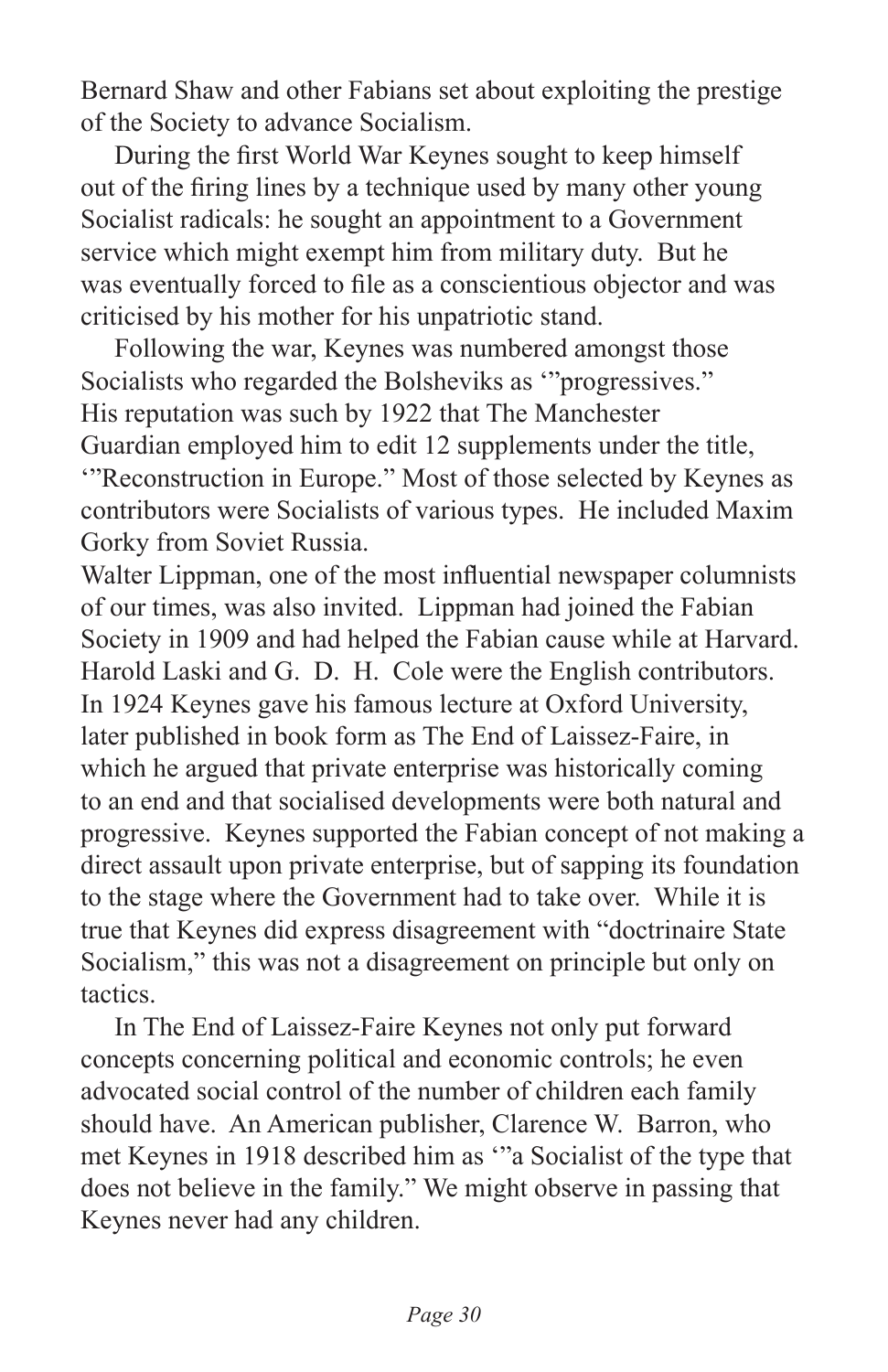Bernard Shaw and other Fabians set about exploiting the prestige of the Society to advance Socialism.

During the first World War Keynes sought to keep himself out of the firing lines by a technique used by many other young Socialist radicals: he sought an appointment to a Government service which might exempt him from military duty. But he was eventually forced to file as a conscientious objector and was criticised by his mother for his unpatriotic stand.

Following the war, Keynes was numbered amongst those Socialists who regarded the Bolsheviks as '"progressives." His reputation was such by 1922 that The Manchester Guardian employed him to edit 12 supplements under the title, '"Reconstruction in Europe." Most of those selected by Keynes as contributors were Socialists of various types. He included Maxim Gorky from Soviet Russia.

Walter Lippman, one of the most influential newspaper columnists of our times, was also invited. Lippman had joined the Fabian Society in 1909 and had helped the Fabian cause while at Harvard. Harold Laski and G. D. H. Cole were the English contributors. In 1924 Keynes gave his famous lecture at Oxford University, later published in book form as The End of Laissez-Faire, in which he argued that private enterprise was historically coming to an end and that socialised developments were both natural and progressive. Keynes supported the Fabian concept of not making a direct assault upon private enterprise, but of sapping its foundation to the stage where the Government had to take over. While it is true that Keynes did express disagreement with "doctrinaire State Socialism," this was not a disagreement on principle but only on tactics.

In The End of Laissez-Faire Keynes not only put forward concepts concerning political and economic controls; he even advocated social control of the number of children each family should have. An American publisher, Clarence W. Barron, who met Keynes in 1918 described him as '"a Socialist of the type that does not believe in the family." We might observe in passing that Keynes never had any children.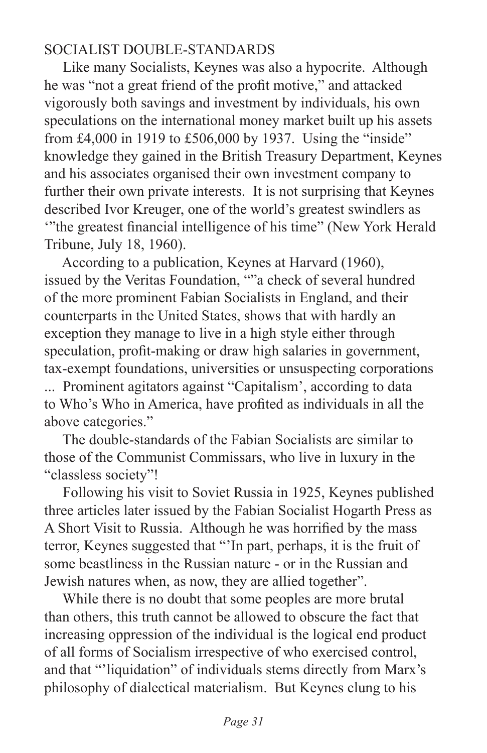## SOCIALIST DOUBLE-STANDARDS

Like many Socialists, Keynes was also a hypocrite. Although he was "not a great friend of the profit motive," and attacked vigorously both savings and investment by individuals, his own speculations on the international money market built up his assets from £4,000 in 1919 to £506,000 by 1937. Using the "inside" knowledge they gained in the British Treasury Department, Keynes and his associates organised their own investment company to further their own private interests. It is not surprising that Keynes described Ivor Kreuger, one of the world's greatest swindlers as '"the greatest financial intelligence of his time" (New York Herald Tribune, July 18, 1960).

According to a publication, Keynes at Harvard (1960), issued by the Veritas Foundation, ""a check of several hundred of the more prominent Fabian Socialists in England, and their counterparts in the United States, shows that with hardly an exception they manage to live in a high style either through speculation, profit-making or draw high salaries in government, tax-exempt foundations, universities or unsuspecting corporations ... Prominent agitators against "Capitalism', according to data to Who's Who in America, have profited as individuals in all the above categories."

The double-standards of the Fabian Socialists are similar to those of the Communist Commissars, who live in luxury in the "classless society"!

Following his visit to Soviet Russia in 1925, Keynes published three articles later issued by the Fabian Socialist Hogarth Press as A Short Visit to Russia. Although he was horrified by the mass terror, Keynes suggested that "'In part, perhaps, it is the fruit of some beastliness in the Russian nature - or in the Russian and Jewish natures when, as now, they are allied together".

While there is no doubt that some peoples are more brutal than others, this truth cannot be allowed to obscure the fact that increasing oppression of the individual is the logical end product of all forms of Socialism irrespective of who exercised control, and that "'liquidation" of individuals stems directly from Marx's philosophy of dialectical materialism. But Keynes clung to his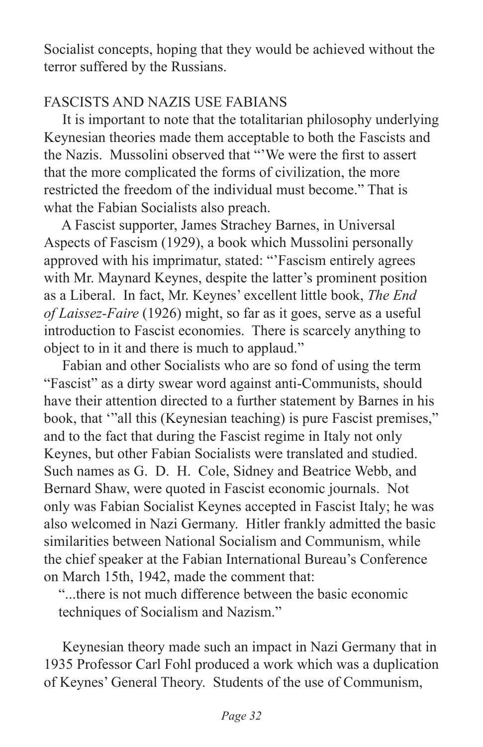Socialist concepts, hoping that they would be achieved without the terror suffered by the Russians.

## FASCISTS AND NAZIS USE FABIANS

It is important to note that the totalitarian philosophy underlying Keynesian theories made them acceptable to both the Fascists and the Nazis. Mussolini observed that "'We were the first to assert that the more complicated the forms of civilization, the more restricted the freedom of the individual must become." That is what the Fabian Socialists also preach.

A Fascist supporter, James Strachey Barnes, in Universal Aspects of Fascism (1929), a book which Mussolini personally approved with his imprimatur, stated: "'Fascism entirely agrees with Mr. Maynard Keynes, despite the latter's prominent position as a Liberal. In fact, Mr. Keynes' excellent little book, *The End of Laissez-Faire* (1926) might, so far as it goes, serve as a useful introduction to Fascist economies. There is scarcely anything to object to in it and there is much to applaud."

Fabian and other Socialists who are so fond of using the term "Fascist" as a dirty swear word against anti-Communists, should have their attention directed to a further statement by Barnes in his book, that '"all this (Keynesian teaching) is pure Fascist premises," and to the fact that during the Fascist regime in Italy not only Keynes, but other Fabian Socialists were translated and studied. Such names as G. D. H. Cole, Sidney and Beatrice Webb, and Bernard Shaw, were quoted in Fascist economic journals. Not only was Fabian Socialist Keynes accepted in Fascist Italy; he was also welcomed in Nazi Germany. Hitler frankly admitted the basic similarities between National Socialism and Communism, while the chief speaker at the Fabian International Bureau's Conference on March 15th, 1942, made the comment that:

> "...there is not much difference between the basic economic techniques of Socialism and Nazism."

Keynesian theory made such an impact in Nazi Germany that in 1935 Professor Carl Fohl produced a work which was a duplication of Keynes' General Theory. Students of the use of Communism,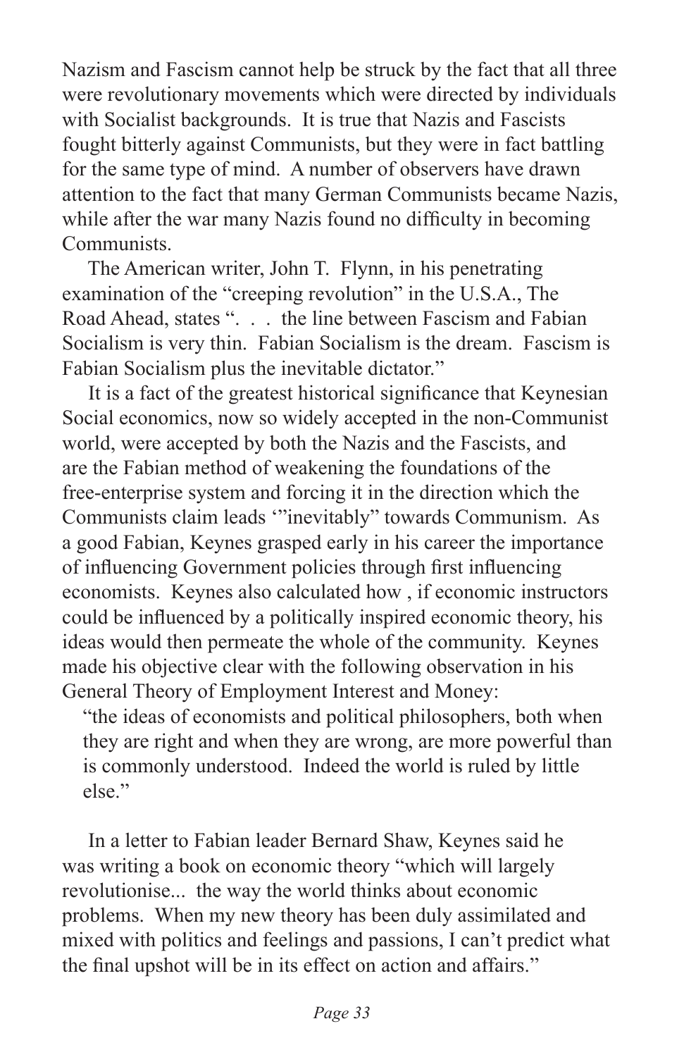Nazism and Fascism cannot help be struck by the fact that all three were revolutionary movements which were directed by individuals with Socialist backgrounds. It is true that Nazis and Fascists fought bitterly against Communists, but they were in fact battling for the same type of mind. A number of observers have drawn attention to the fact that many German Communists became Nazis, while after the war many Nazis found no difficulty in becoming Communists.

The American writer, John T. Flynn, in his penetrating examination of the "creeping revolution" in the U.S.A., The Road Ahead, states ". . . the line between Fascism and Fabian Socialism is very thin. Fabian Socialism is the dream. Fascism is Fabian Socialism plus the inevitable dictator."

It is a fact of the greatest historical significance that Keynesian Social economics, now so widely accepted in the non-Communist world, were accepted by both the Nazis and the Fascists, and are the Fabian method of weakening the foundations of the free-enterprise system and forcing it in the direction which the Communists claim leads '"inevitably" towards Communism. As a good Fabian, Keynes grasped early in his career the importance of influencing Government policies through first influencing economists. Keynes also calculated how , if economic instructors could be influenced by a politically inspired economic theory, his ideas would then permeate the whole of the community. Keynes made his objective clear with the following observation in his General Theory of Employment Interest and Money:

> "the ideas of economists and political philosophers, both when they are right and when they are wrong, are more powerful than is commonly understood. Indeed the world is ruled by little else."

In a letter to Fabian leader Bernard Shaw, Keynes said he was writing a book on economic theory "which will largely revolutionise... the way the world thinks about economic problems. When my new theory has been duly assimilated and mixed with politics and feelings and passions, I can't predict what the final upshot will be in its effect on action and affairs."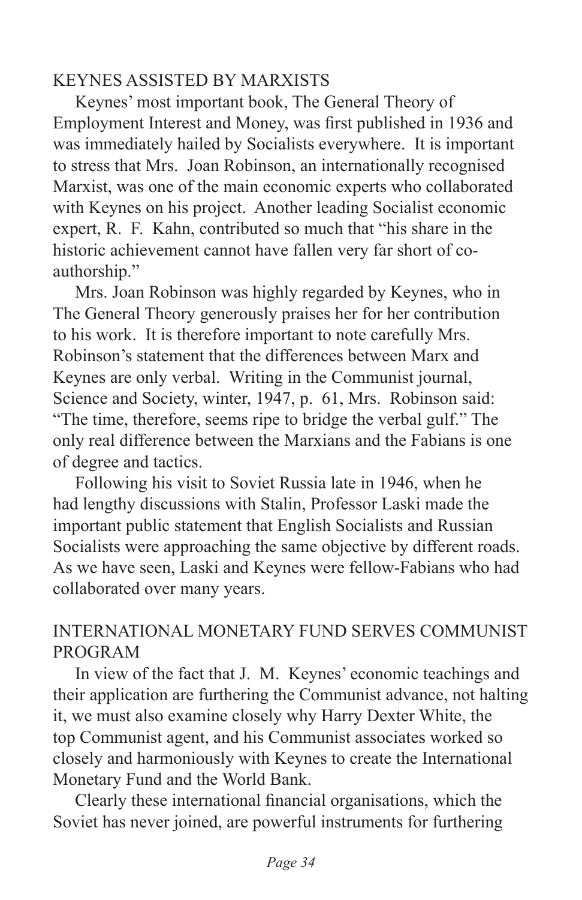## KEYNES ASSISTED BY MARXISTS

Keynes' most important book, The General Theory of Employment Interest and Money, was first published in 1936 and was immediately hailed by Socialists everywhere. It is important to stress that Mrs. Joan Robinson, an internationally recognised Marxist, was one of the main economic experts who collaborated with Keynes on his project. Another leading Socialist economic expert, R. F. Kahn, contributed so much that "his share in the historic achievement cannot have fallen very far short of co-authorship."

Mrs. Joan Robinson was highly regarded by Keynes, who in The General Theory generously praises her for her contribution to his work. It is therefore important to note carefully Mrs. Robinson's statement that the differences between Marx and Keynes are only verbal. Writing in the Communist journal, Science and Society, winter, 1947, p. 61, Mrs. Robinson said: "The time, therefore, seems ripe to bridge the verbal gulf." The only real difference between the Marxians and the Fabians is one of degree and tactics.

Following his visit to Soviet Russia late in 1946, when he had lengthy discussions with Stalin, Professor Laski made the important public statement that English Socialists and Russian Socialists were approaching the same objective by different roads. As we have seen, Laski and Keynes were fellow-Fabians who had collaborated over many years.

## INTERNATIONAL MONETARY FUND SERVES COMMUNIST PROGRAM

In view of the fact that J. M. Keynes' economic teachings and their application are furthering the Communist advance, not halting it, we must also examine closely why Harry Dexter White, the top Communist agent, and his Communist associates worked so closely and harmoniously with Keynes to create the International Monetary Fund and the World Bank.

Clearly these international financial organisations, which the Soviet has never joined, are powerful instruments for furthering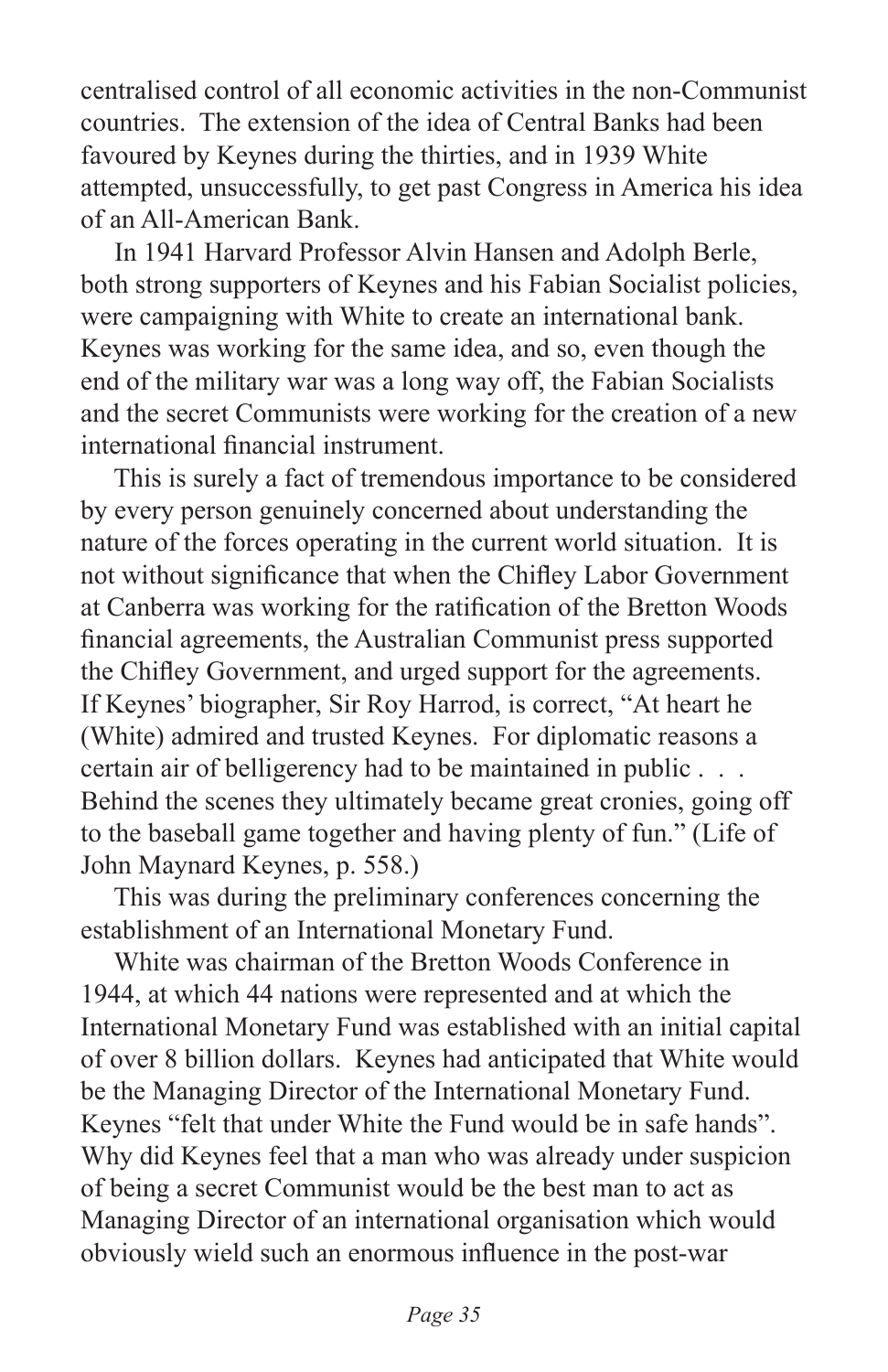centralised control of all economic activities in the non-Communist countries. The extension of the idea of Central Banks had been favoured by Keynes during the thirties, and in 1939 White attempted, unsuccessfully, to get past Congress in America his idea of an All-American Bank.

In 1941 Harvard Professor Alvin Hansen and Adolph Berle, both strong supporters of Keynes and his Fabian Socialist policies, were campaigning with White to create an international bank. Keynes was working for the same idea, and so, even though the end of the military war was a long way off, the Fabian Socialists and the secret Communists were working for the creation of a new international financial instrument.

This is surely a fact of tremendous importance to be considered by every person genuinely concerned about understanding the nature of the forces operating in the current world situation. It is not without significance that when the Chifley Labor Government at Canberra was working for the ratification of the Bretton Woods financial agreements, the Australian Communist press supported the Chifley Government, and urged support for the agreements. If Keynes' biographer, Sir Roy Harrod, is correct, "At heart he (White) admired and trusted Keynes. For diplomatic reasons a certain air of belligerency had to be maintained in public . . . Behind the scenes they ultimately became great cronies, going off to the baseball game together and having plenty of fun." (Life of John Maynard Keynes, p. 558.)

This was during the preliminary conferences concerning the establishment of an International Monetary Fund.

White was chairman of the Bretton Woods Conference in 1944, at which 44 nations were represented and at which the International Monetary Fund was established with an initial capital of over 8 billion dollars. Keynes had anticipated that White would be the Managing Director of the International Monetary Fund. Keynes "felt that under White the Fund would be in safe hands". Why did Keynes feel that a man who was already under suspicion of being a secret Communist would be the best man to act as Managing Director of an international organisation which would obviously wield such an enormous influence in the post-war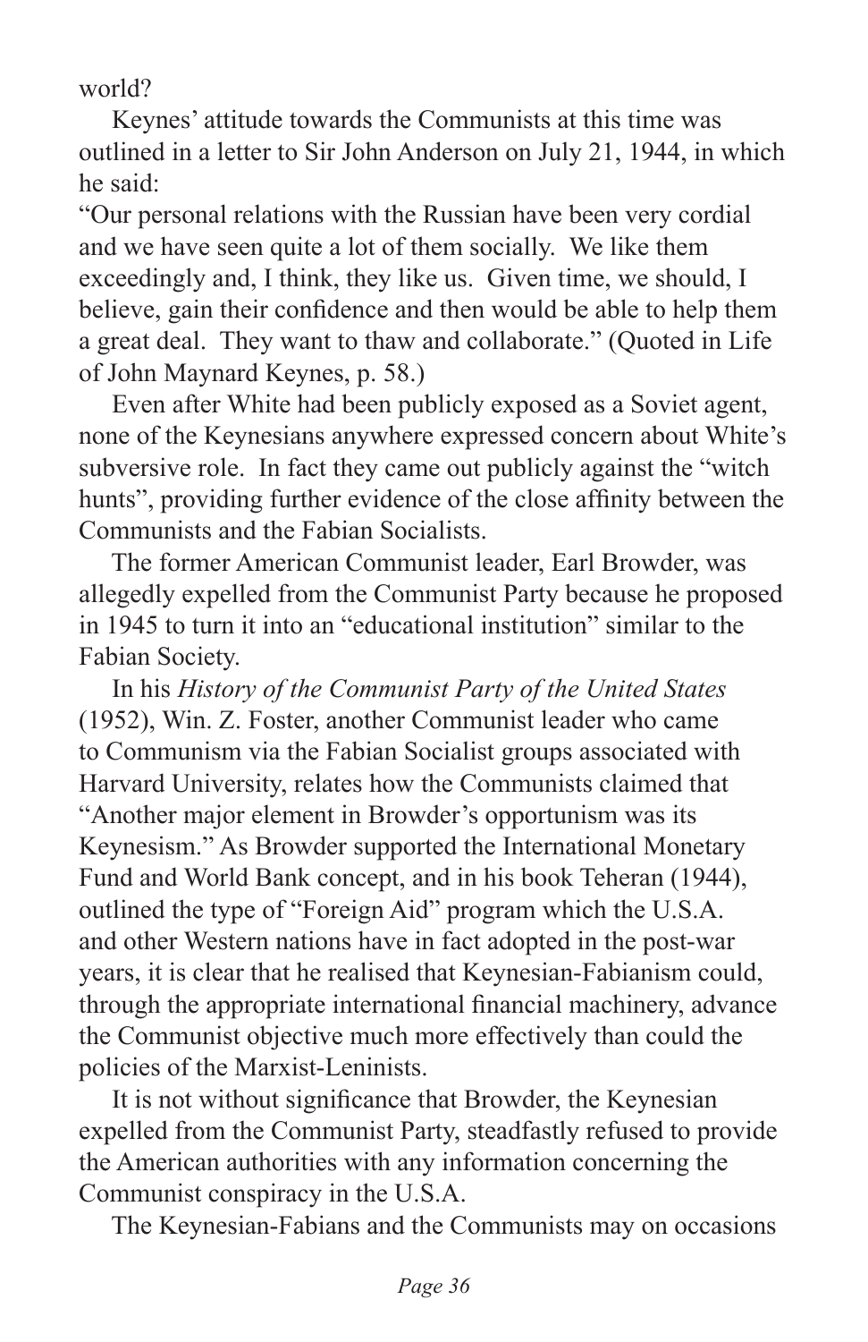world?

Keynes' attitude towards the Communists at this time was outlined in a letter to Sir John Anderson on July 21, 1944, in which he said:

"Our personal relations with the Russian have been very cordial and we have seen quite a lot of them socially. We like them exceedingly and, I think, they like us. Given time, we should, I believe, gain their confidence and then would be able to help them a great deal. They want to thaw and collaborate." (Quoted in Life of John Maynard Keynes, p. 58.)

Even after White had been publicly exposed as a Soviet agent, none of the Keynesians anywhere expressed concern about White's subversive role. In fact they came out publicly against the "witch hunts", providing further evidence of the close affinity between the Communists and the Fabian Socialists.

The former American Communist leader, Earl Browder, was allegedly expelled from the Communist Party because he proposed in 1945 to turn it into an "educational institution" similar to the Fabian Society.

In his *History of the Communist Party of the United States* (1952), Win. Z. Foster, another Communist leader who came to Communism via the Fabian Socialist groups associated with Harvard University, relates how the Communists claimed that "Another major element in Browder's opportunism was its Keynesism." As Browder supported the International Monetary Fund and World Bank concept, and in his book Teheran (1944), outlined the type of "Foreign Aid" program which the U.S.A. and other Western nations have in fact adopted in the post-war years, it is clear that he realised that Keynesian-Fabianism could, through the appropriate international financial machinery, advance the Communist objective much more effectively than could the policies of the Marxist-Leninists.

It is not without significance that Browder, the Keynesian expelled from the Communist Party, steadfastly refused to provide the American authorities with any information concerning the Communist conspiracy in the U.S.A.

The Keynesian-Fabians and the Communists may on occasions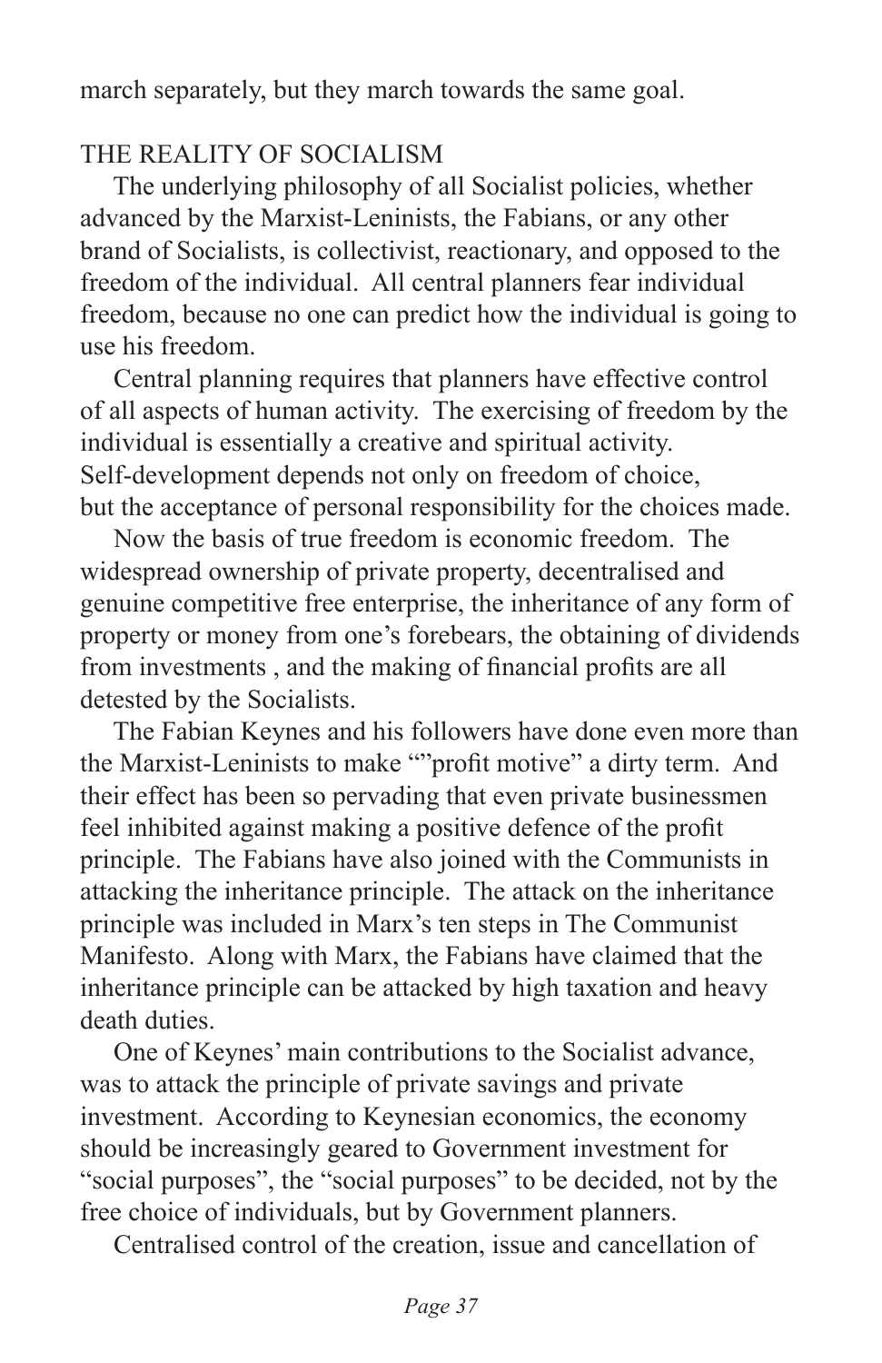march separately, but they march towards the same goal.

## THE REALITY OF SOCIALISM

The underlying philosophy of all Socialist policies, whether advanced by the Marxist-Leninists, the Fabians, or any other brand of Socialists, is collectivist, reactionary, and opposed to the freedom of the individual. All central planners fear individual freedom, because no one can predict how the individual is going to use his freedom.

Central planning requires that planners have effective control of all aspects of human activity. The exercising of freedom by the individual is essentially a creative and spiritual activity. Self-development depends not only on freedom of choice, but the acceptance of personal responsibility for the choices made.

Now the basis of true freedom is economic freedom. The widespread ownership of private property, decentralised and genuine competitive free enterprise, the inheritance of any form of property or money from one's forebears, the obtaining of dividends from investments , and the making of financial profits are all detested by the Socialists.

The Fabian Keynes and his followers have done even more than the Marxist-Leninists to make ""profit motive" a dirty term. And their effect has been so pervading that even private businessmen feel inhibited against making a positive defence of the profit principle. The Fabians have also joined with the Communists in attacking the inheritance principle. The attack on the inheritance principle was included in Marx's ten steps in The Communist Manifesto. Along with Marx, the Fabians have claimed that the inheritance principle can be attacked by high taxation and heavy death duties.

One of Keynes' main contributions to the Socialist advance, was to attack the principle of private savings and private investment. According to Keynesian economics, the economy should be increasingly geared to Government investment for "social purposes", the "social purposes" to be decided, not by the free choice of individuals, but by Government planners.

Centralised control of the creation, issue and cancellation of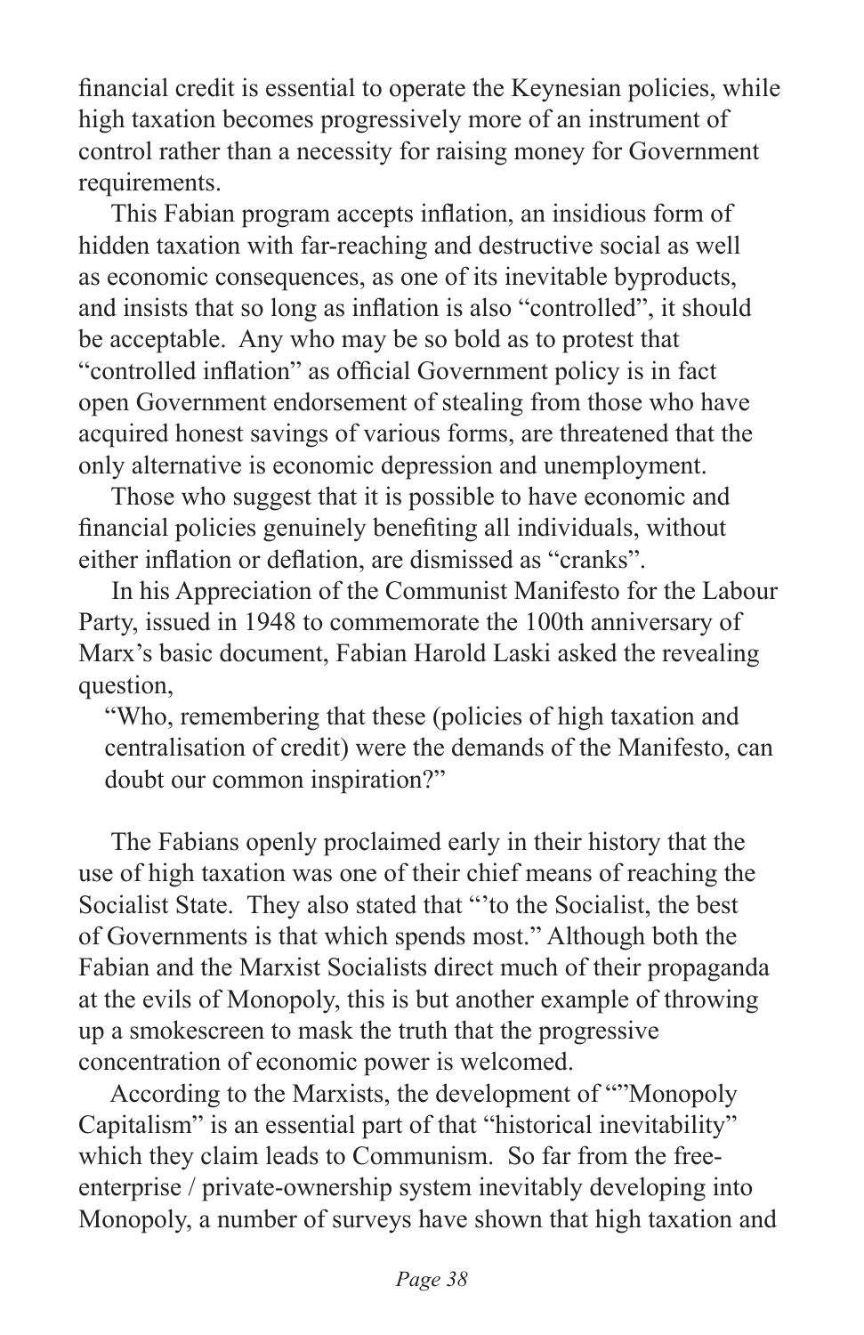financial credit is essential to operate the Keynesian policies, while high taxation becomes progressively more of an instrument of control rather than a necessity for raising money for Government requirements.

This Fabian program accepts inflation, an insidious form of hidden taxation with far-reaching and destructive social as well as economic consequences, as one of its inevitable byproducts, and insists that so long as inflation is also "controlled", it should be acceptable. Any who may be so bold as to protest that "controlled inflation" as official Government policy is in fact open Government endorsement of stealing from those who have acquired honest savings of various forms, are threatened that the only alternative is economic depression and unemployment.

Those who suggest that it is possible to have economic and financial policies genuinely benefiting all individuals, without either inflation or deflation, are dismissed as "cranks".

In his Appreciation of the Communist Manifesto for the Labour Party, issued in 1948 to commemorate the 100th anniversary of Marx's basic document, Fabian Harold Laski asked the revealing question,

> "Who, remembering that these (policies of high taxation and centralisation of credit) were the demands of the Manifesto, can doubt our common inspiration?"

The Fabians openly proclaimed early in their history that the use of high taxation was one of their chief means of reaching the Socialist State. They also stated that "'to the Socialist, the best of Governments is that which spends most." Although both the Fabian and the Marxist Socialists direct much of their propaganda at the evils of Monopoly, this is but another example of throwing up a smokescreen to mask the truth that the progressive concentration of economic power is welcomed.

According to the Marxists, the development of "'Monopoly Capitalism" is an essential part of that "historical inevitability" which they claim leads to Communism. So far from the free-enterprise / private-ownership system inevitably developing into Monopoly, a number of surveys have shown that high taxation and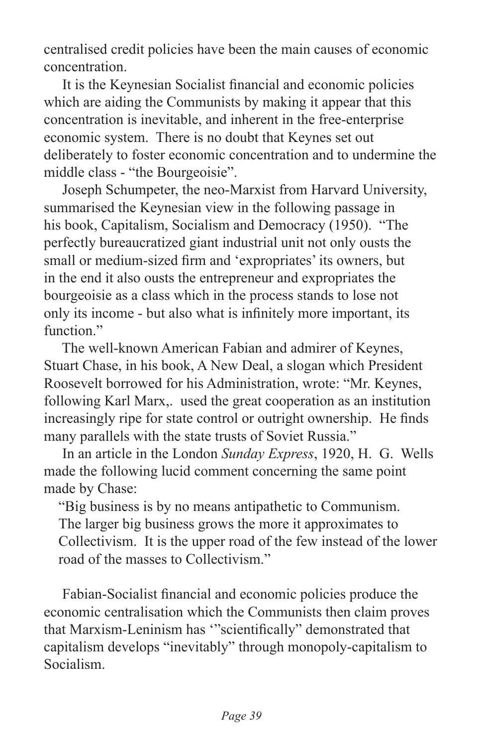centralised credit policies have been the main causes of economic concentration.

It is the Keynesian Socialist financial and economic policies which are aiding the Communists by making it appear that this concentration is inevitable, and inherent in the free-enterprise economic system. There is no doubt that Keynes set out deliberately to foster economic concentration and to undermine the middle class - "the Bourgeoisie".

Joseph Schumpeter, the neo-Marxist from Harvard University, summarised the Keynesian view in the following passage in his book, Capitalism, Socialism and Democracy (1950). "The perfectly bureaucratized giant industrial unit not only ousts the small or medium-sized firm and 'expropriates' its owners, but in the end it also ousts the entrepreneur and expropriates the bourgeoisie as a class which in the process stands to lose not only its income - but also what is infinitely more important, its function."

The well-known American Fabian and admirer of Keynes, Stuart Chase, in his book, A New Deal, a slogan which President Roosevelt borrowed for his Administration, wrote: "Mr. Keynes, following Karl Marx,. used the great cooperation as an institution increasingly ripe for state control or outright ownership. He finds many parallels with the state trusts of Soviet Russia."

In an article in the London *Sunday Express*, 1920, H. G. Wells made the following lucid comment concerning the same point made by Chase:

> "Big business is by no means antipathetic to Communism. The larger big business grows the more it approximates to Collectivism. It is the upper road of the few instead of the lower road of the masses to Collectivism."

Fabian-Socialist financial and economic policies produce the economic centralisation which the Communists then claim proves that Marxism-Leninism has '"scientifically" demonstrated that capitalism develops "inevitably" through monopoly-capitalism to Socialism.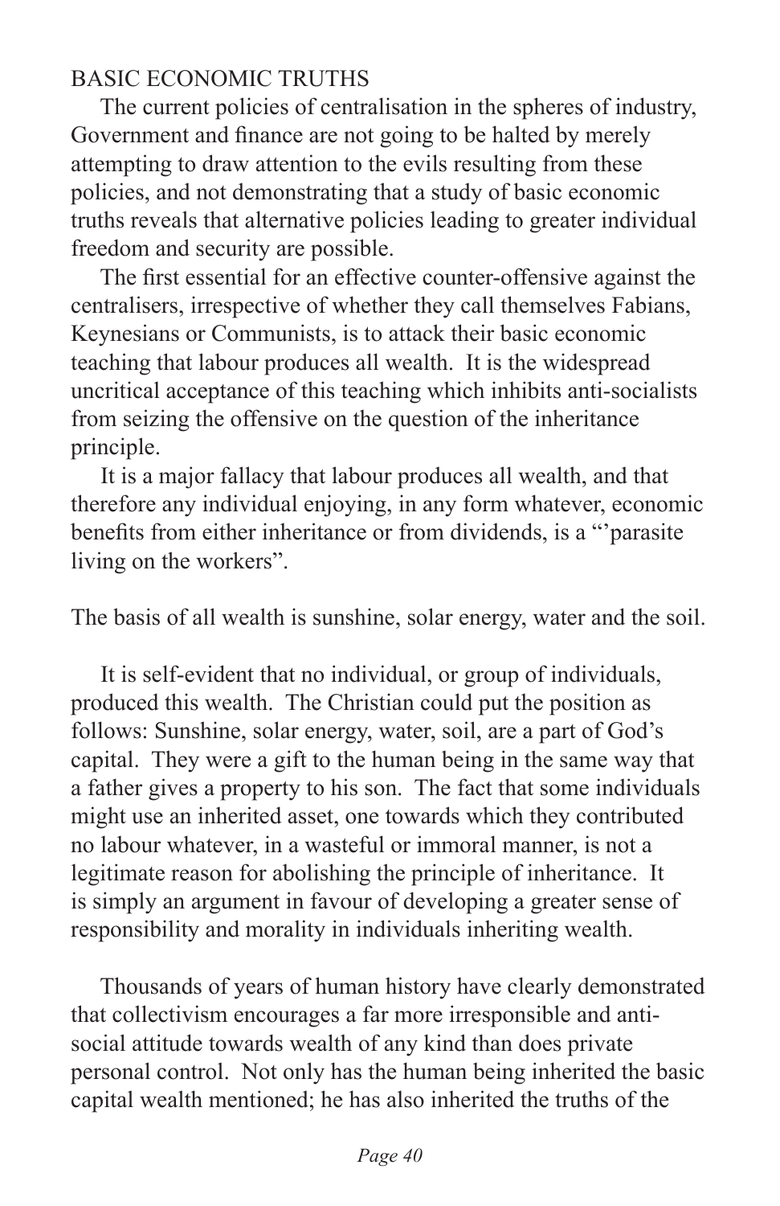## BASIC ECONOMIC TRUTHS

The current policies of centralisation in the spheres of industry, Government and finance are not going to be halted by merely attempting to draw attention to the evils resulting from these policies, and not demonstrating that a study of basic economic truths reveals that alternative policies leading to greater individual freedom and security are possible.

The first essential for an effective counter-offensive against the centralisers, irrespective of whether they call themselves Fabians, Keynesians or Communists, is to attack their basic economic teaching that labour produces all wealth. It is the widespread uncritical acceptance of this teaching which inhibits anti-socialists from seizing the offensive on the question of the inheritance principle.

It is a major fallacy that labour produces all wealth, and that therefore any individual enjoying, in any form whatever, economic benefits from either inheritance or from dividends, is a "'parasite living on the workers".

The basis of all wealth is sunshine, solar energy, water and the soil.

It is self-evident that no individual, or group of individuals, produced this wealth. The Christian could put the position as follows: Sunshine, solar energy, water, soil, are a part of God's capital. They were a gift to the human being in the same way that a father gives a property to his son. The fact that some individuals might use an inherited asset, one towards which they contributed no labour whatever, in a wasteful or immoral manner, is not a legitimate reason for abolishing the principle of inheritance. It is simply an argument in favour of developing a greater sense of responsibility and morality in individuals inheriting wealth.

Thousands of years of human history have clearly demonstrated that collectivism encourages a far more irresponsible and anti-social attitude towards wealth of any kind than does private personal control. Not only has the human being inherited the basic capital wealth mentioned; he has also inherited the truths of the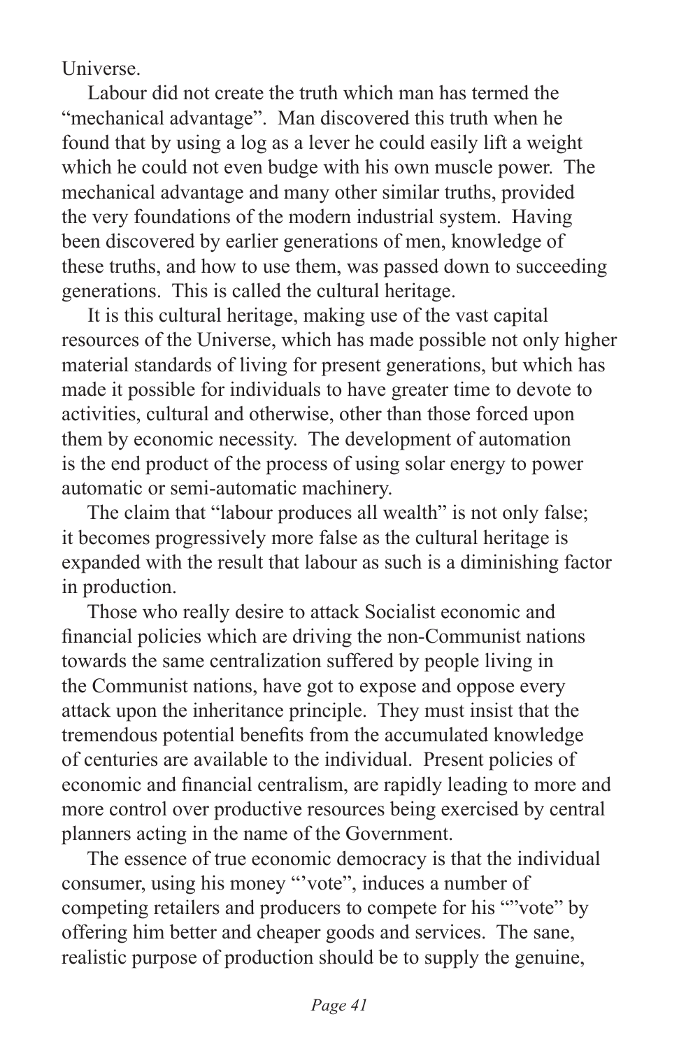Universe.

Labour did not create the truth which man has termed the "mechanical advantage". Man discovered this truth when he found that by using a log as a lever he could easily lift a weight which he could not even budge with his own muscle power. The mechanical advantage and many other similar truths, provided the very foundations of the modern industrial system. Having been discovered by earlier generations of men, knowledge of these truths, and how to use them, was passed down to succeeding generations. This is called the cultural heritage.

It is this cultural heritage, making use of the vast capital resources of the Universe, which has made possible not only higher material standards of living for present generations, but which has made it possible for individuals to have greater time to devote to activities, cultural and otherwise, other than those forced upon them by economic necessity. The development of automation is the end product of the process of using solar energy to power automatic or semi-automatic machinery.

The claim that "labour produces all wealth" is not only false; it becomes progressively more false as the cultural heritage is expanded with the result that labour as such is a diminishing factor in production.

Those who really desire to attack Socialist economic and financial policies which are driving the non-Communist nations towards the same centralization suffered by people living in the Communist nations, have got to expose and oppose every attack upon the inheritance principle. They must insist that the tremendous potential benefits from the accumulated knowledge of centuries are available to the individual. Present policies of economic and financial centralism, are rapidly leading to more and more control over productive resources being exercised by central planners acting in the name of the Government.

The essence of true economic democracy is that the individual consumer, using his money "'vote", induces a number of competing retailers and producers to compete for his ""vote" by offering him better and cheaper goods and services. The sane, realistic purpose of production should be to supply the genuine,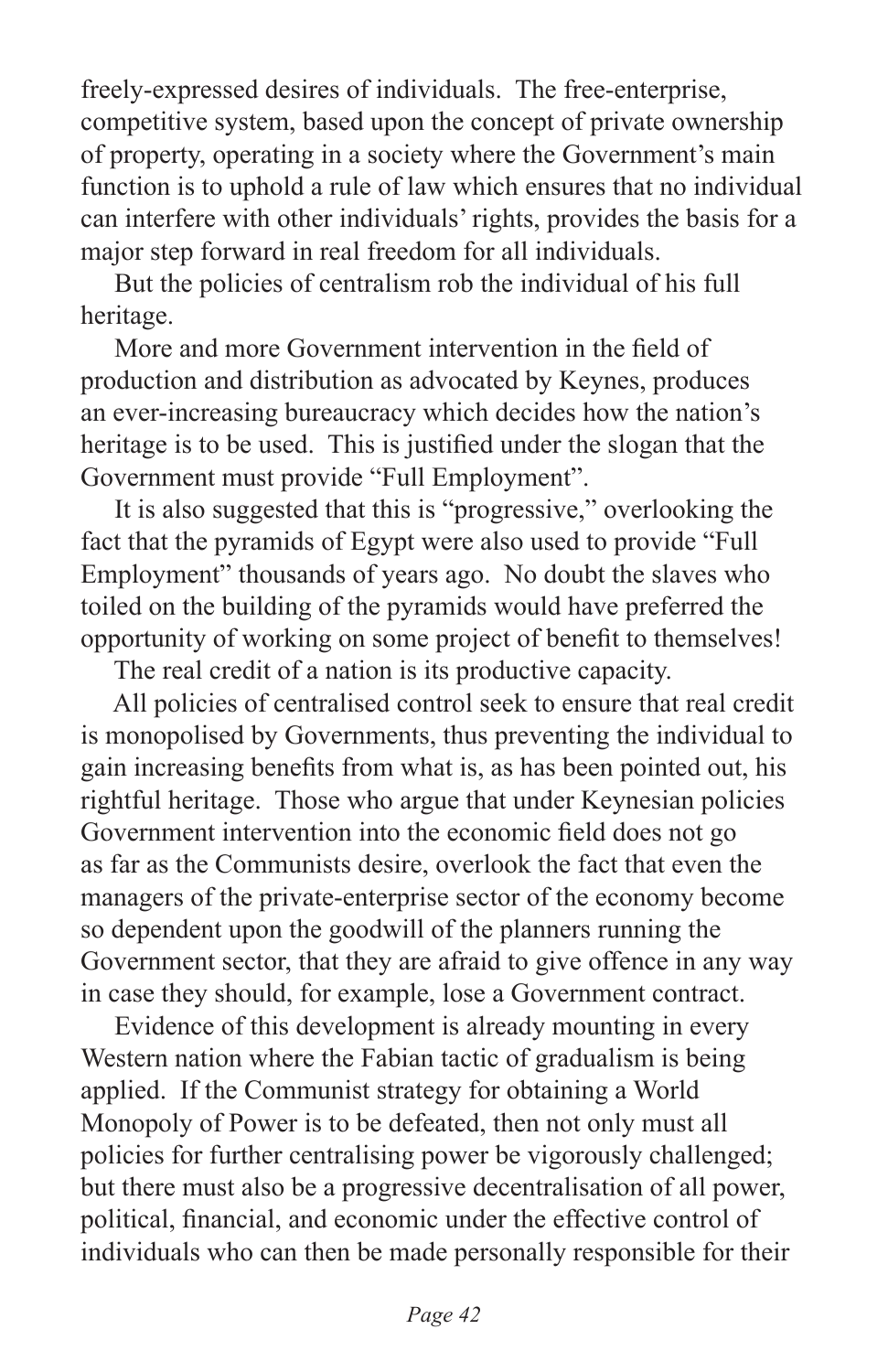freely-expressed desires of individuals. The free-enterprise, competitive system, based upon the concept of private ownership of property, operating in a society where the Government's main function is to uphold a rule of law which ensures that no individual can interfere with other individuals' rights, provides the basis for a major step forward in real freedom for all individuals.

But the policies of centralism rob the individual of his full heritage.

More and more Government intervention in the field of production and distribution as advocated by Keynes, produces an ever-increasing bureaucracy which decides how the nation's heritage is to be used. This is justified under the slogan that the Government must provide "Full Employment".

It is also suggested that this is "progressive," overlooking the fact that the pyramids of Egypt were also used to provide "Full Employment" thousands of years ago. No doubt the slaves who toiled on the building of the pyramids would have preferred the opportunity of working on some project of benefit to themselves!

The real credit of a nation is its productive capacity.

All policies of centralised control seek to ensure that real credit is monopolised by Governments, thus preventing the individual to gain increasing benefits from what is, as has been pointed out, his rightful heritage. Those who argue that under Keynesian policies Government intervention into the economic field does not go as far as the Communists desire, overlook the fact that even the managers of the private-enterprise sector of the economy become so dependent upon the goodwill of the planners running the Government sector, that they are afraid to give offence in any way in case they should, for example, lose a Government contract.

Evidence of this development is already mounting in every Western nation where the Fabian tactic of gradualism is being applied. If the Communist strategy for obtaining a World Monopoly of Power is to be defeated, then not only must all policies for further centralising power be vigorously challenged; but there must also be a progressive decentralisation of all power, political, financial, and economic under the effective control of individuals who can then be made personally responsible for their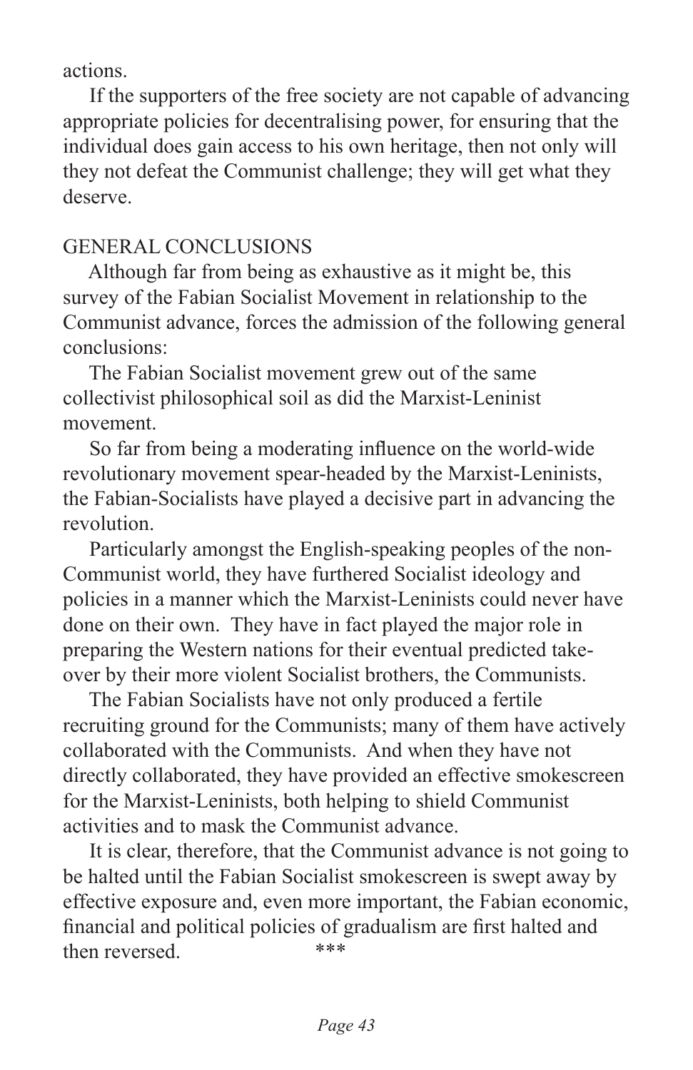actions.

If the supporters of the free society are not capable of advancing appropriate policies for decentralising power, for ensuring that the individual does gain access to his own heritage, then not only will they not defeat the Communist challenge; they will get what they deserve.

## GENERAL CONCLUSIONS

Although far from being as exhaustive as it might be, this survey of the Fabian Socialist Movement in relationship to the Communist advance, forces the admission of the following general conclusions:

The Fabian Socialist movement grew out of the same collectivist philosophical soil as did the Marxist-Leninist movement.

So far from being a moderating influence on the world-wide revolutionary movement spear-headed by the Marxist-Leninists, the Fabian-Socialists have played a decisive part in advancing the revolution.

Particularly amongst the English-speaking peoples of the non-Communist world, they have furthered Socialist ideology and policies in a manner which the Marxist-Leninists could never have done on their own. They have in fact played the major role in preparing the Western nations for their eventual predicted take-over by their more violent Socialist brothers, the Communists.

The Fabian Socialists have not only produced a fertile recruiting ground for the Communists; many of them have actively collaborated with the Communists. And when they have not directly collaborated, they have provided an effective smokescreen for the Marxist-Leninists, both helping to shield Communist activities and to mask the Communist advance.

It is clear, therefore, that the Communist advance is not going to be halted until the Fabian Socialist smokescreen is swept away by effective exposure and, even more important, the Fabian economic, financial and political policies of gradualism are first halted and then reversed.

***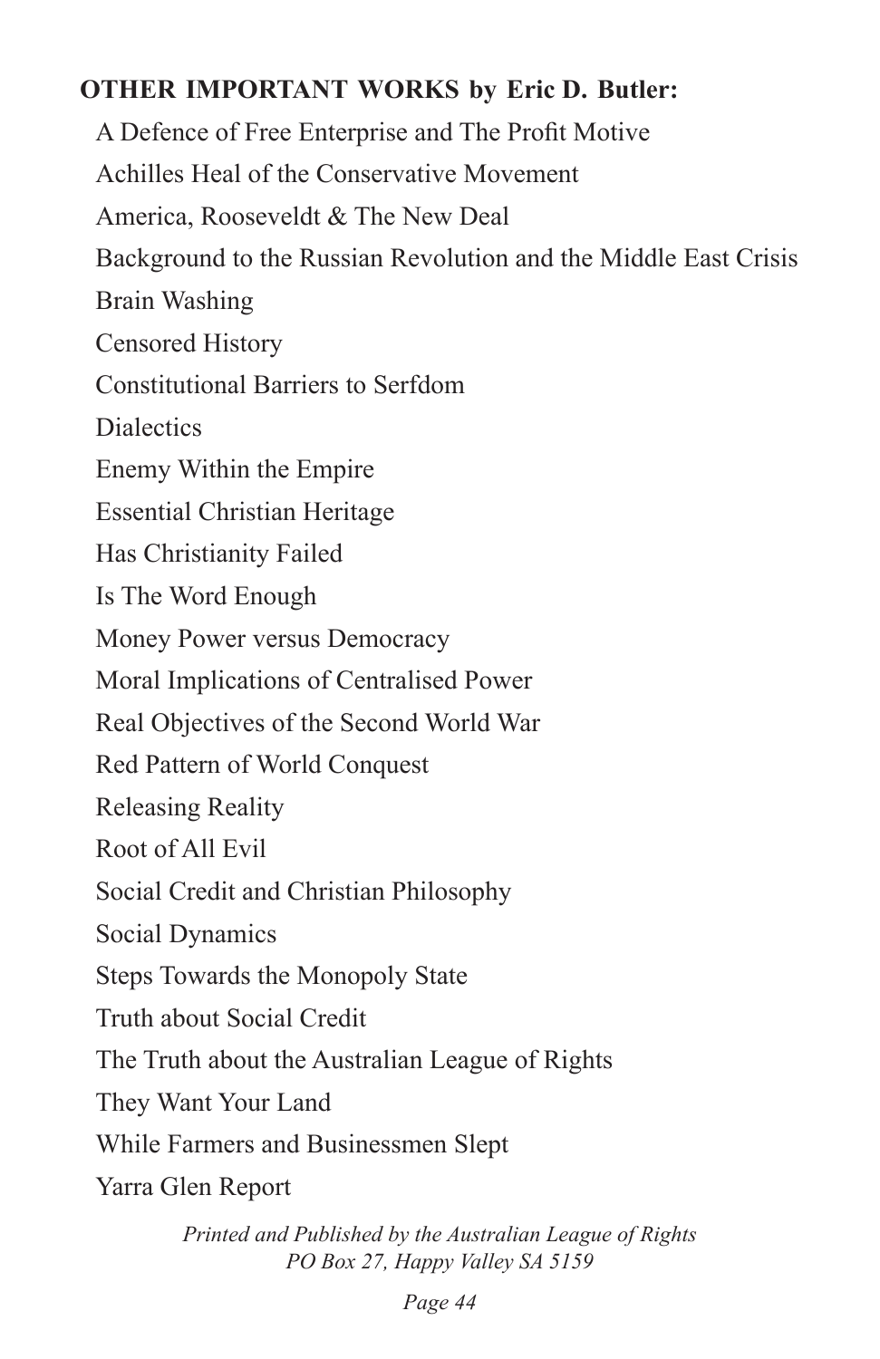**OTHER IMPORTANT WORKS by Eric D. Butler:**

A Defence of Free Enterprise and The Profit Motive

Achilles Heal of the Conservative Movement

America, Rooseveldt & The New Deal

Background to the Russian Revolution and the Middle East Crisis

Brain Washing

Censored History

Constitutional Barriers to Serfdom

Dialectics

Enemy Within the Empire

Essential Christian Heritage

Has Christianity Failed

Is The Word Enough

Money Power versus Democracy

Moral Implications of Centralised Power

Real Objectives of the Second World War

Red Pattern of World Conquest

Releasing Reality

Root of All Evil

Social Credit and Christian Philosophy

Social Dynamics

Steps Towards the Monopoly State

Truth about Social Credit

The Truth about the Australian League of Rights

They Want Your Land

While Farmers and Businessmen Slept

Yarra Glen Report

*Printed and Published by the Australian League of Rights*
*PO Box 27, Happy Valley SA 5159*